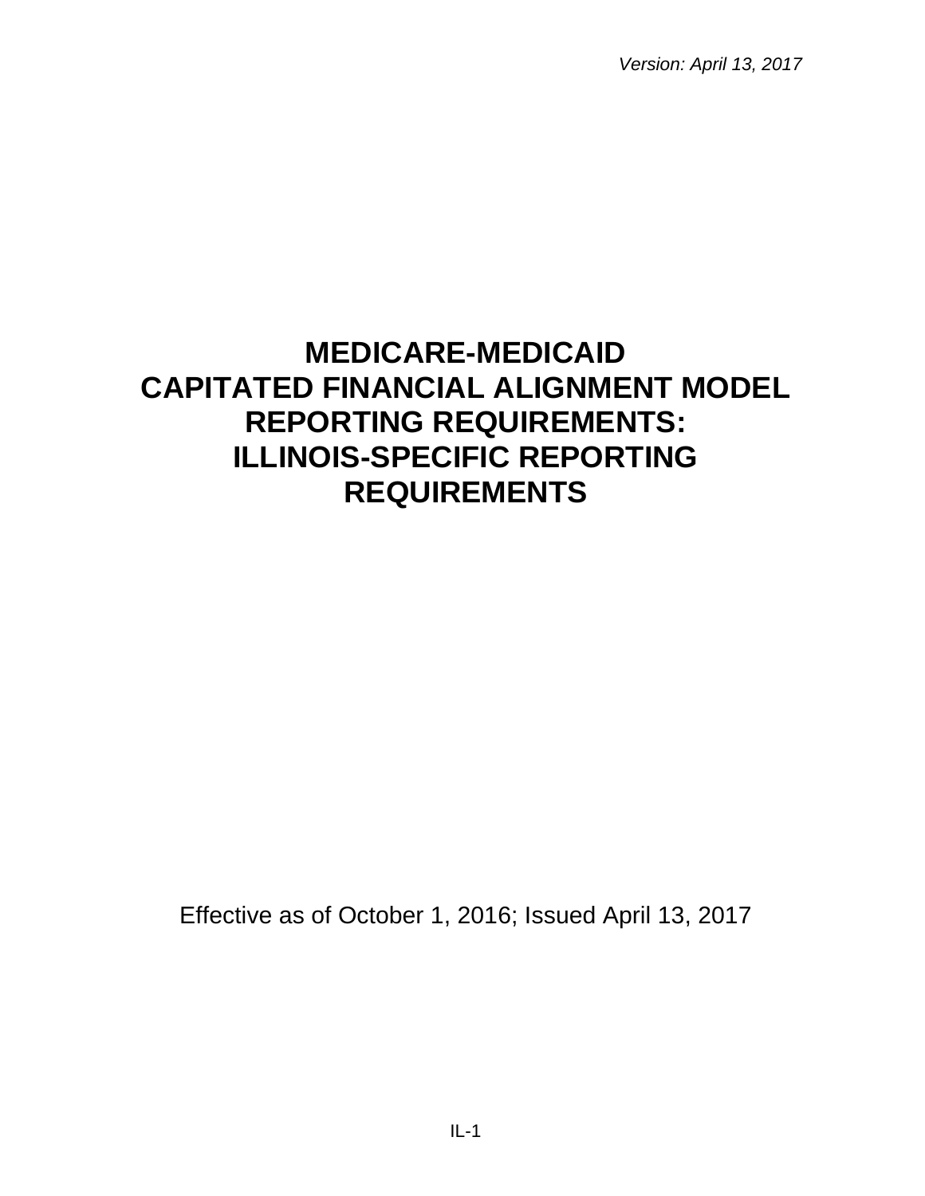*Version: April 13, 2017*

# MEDICARE-MEDICAID CAPITATED FINANCIAL ALIGNMENT MODEL REPORTING REQUIREMENTS: ILLINOIS-SPECIFIC REPORTING REQUIREMENTS

Effective as of October 1, 2016; Issued April 13, 2017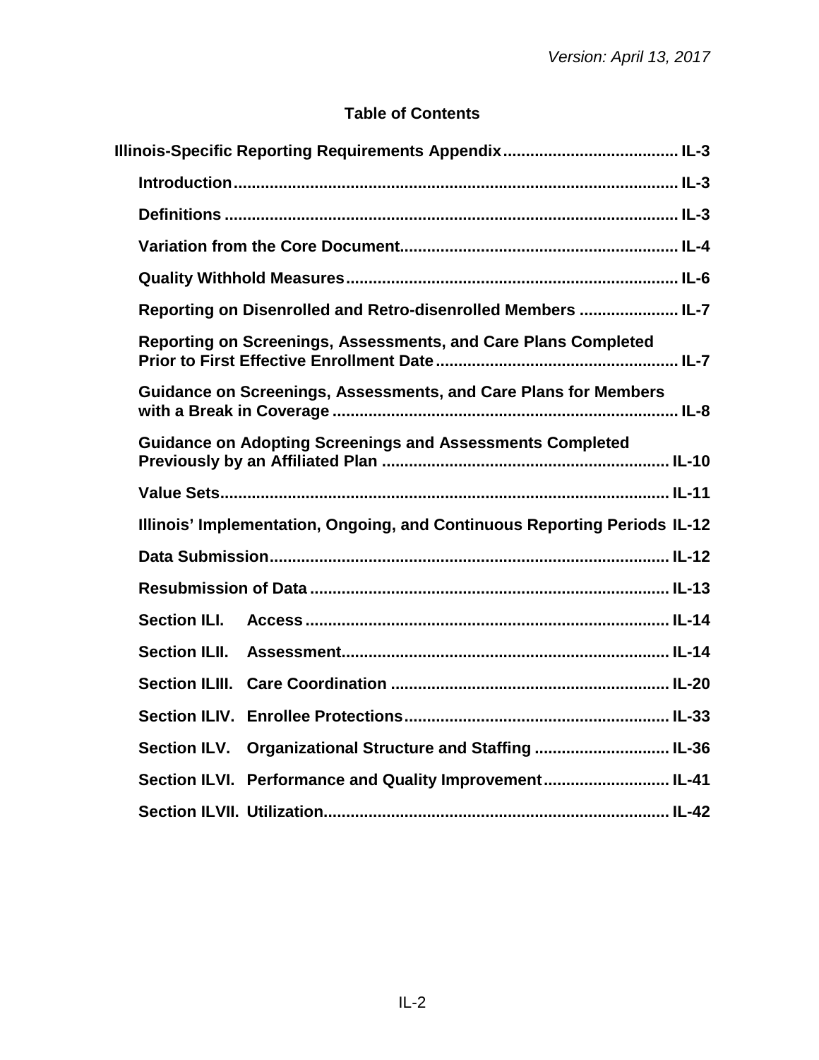*Version: April 13, 2017*

## Table of Contents

**Illinois-Specific Reporting Requirements Appendix** ...................................... **IL-3**

- **Introduction** ................................................................................................ **IL-3**
- **Definitions** .................................................................................................. **IL-3**
- **Variation from the Core Document** ............................................................ **IL-4**
- **Quality Withhold Measures** ........................................................................ **IL-6**
- **Reporting on Disenrolled and Retro-disenrolled Members** ..................... **IL-7**
- **Reporting on Screenings, Assessments, and Care Plans Completed Prior to First Effective Enrollment Date** ..................................................... **IL-7**
- **Guidance on Screenings, Assessments, and Care Plans for Members with a Break in Coverage** ........................................................................... **IL-8**
- **Guidance on Adopting Screenings and Assessments Completed Previously by an Affiliated Plan** ............................................................... **IL-10**
- **Value Sets** ................................................................................................. **IL-11**
- **Illinois' Implementation, Ongoing, and Continuous Reporting Periods** **IL-12**
- **Data Submission** ...................................................................................... **IL-12**
- **Resubmission of Data** .............................................................................. **IL-13**
- **Section ILI. Access** ................................................................................ **IL-14**
- **Section ILII. Assessment** ....................................................................... **IL-14**
- **Section ILIII. Care Coordination** ............................................................ **IL-20**
- **Section ILIV. Enrollee Protections** ......................................................... **IL-33**
- **Section ILV. Organizational Structure and Staffing** ............................. **IL-36**
- **Section ILVI. Performance and Quality Improvement** ........................... **IL-41**
- **Section ILVII. Utilization** ........................................................................... **IL-42**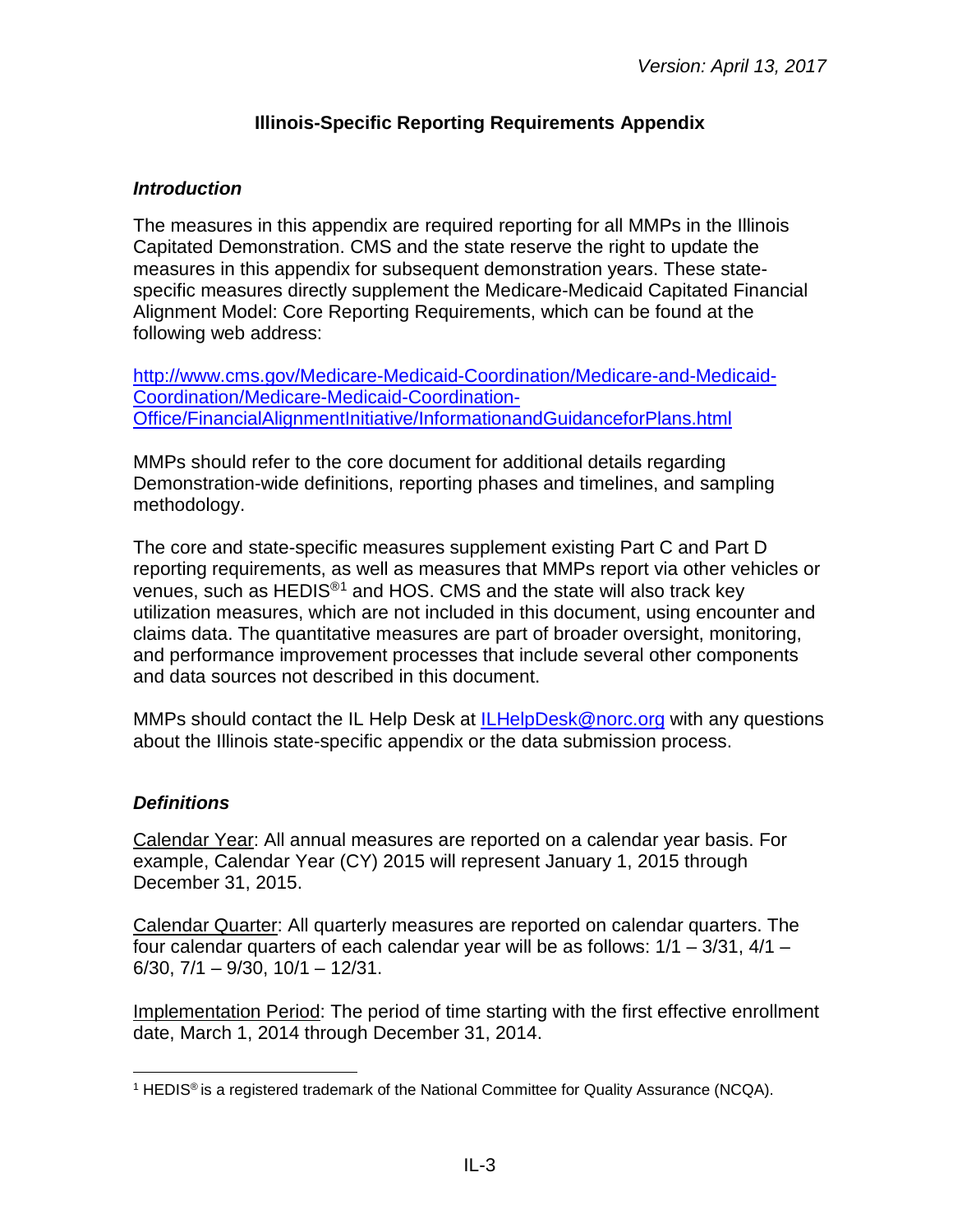*Version: April 13, 2017*

# Illinois-Specific Reporting Requirements Appendix

## *Introduction*

The measures in this appendix are required reporting for all MMPs in the Illinois Capitated Demonstration. CMS and the state reserve the right to update the measures in this appendix for subsequent demonstration years. These state-specific measures directly supplement the Medicare-Medicaid Capitated Financial Alignment Model: Core Reporting Requirements, which can be found at the following web address:

http://www.cms.gov/Medicare-Medicaid-Coordination/Medicare-and-Medicaid-Coordination/Medicare-Medicaid-Coordination-Office/FinancialAlignmentInitiative/InformationandGuidanceforPlans.html

MMPs should refer to the core document for additional details regarding Demonstration-wide definitions, reporting phases and timelines, and sampling methodology.

The core and state-specific measures supplement existing Part C and Part D reporting requirements, as well as measures that MMPs report via other vehicles or venues, such as HEDIS®[1] and HOS. CMS and the state will also track key utilization measures, which are not included in this document, using encounter and claims data. The quantitative measures are part of broader oversight, monitoring, and performance improvement processes that include several other components and data sources not described in this document.

MMPs should contact the IL Help Desk at ILHelpDesk@norc.org with any questions about the Illinois state-specific appendix or the data submission process.

## *Definitions*

<u>Calendar Year</u>: All annual measures are reported on a calendar year basis. For example, Calendar Year (CY) 2015 will represent January 1, 2015 through December 31, 2015.

<u>Calendar Quarter</u>: All quarterly measures are reported on calendar quarters. The four calendar quarters of each calendar year will be as follows: 1/1 – 3/31, 4/1 – 6/30, 7/1 – 9/30, 10/1 – 12/31.

<u>Implementation Period</u>: The period of time starting with the first effective enrollment date, March 1, 2014 through December 31, 2014.

---

[1] HEDIS® is a registered trademark of the National Committee for Quality Assurance (NCQA).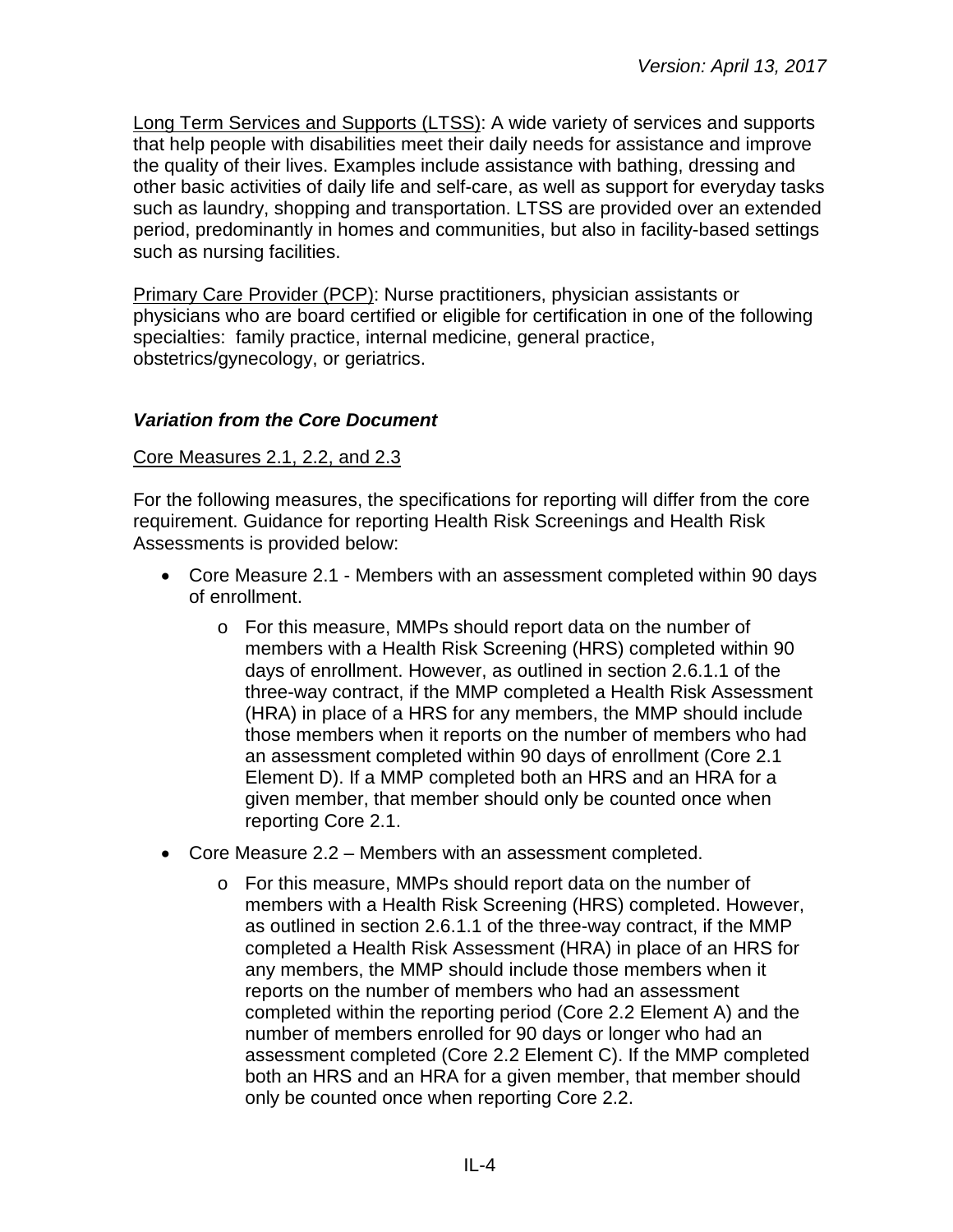Long Term Services and Supports (LTSS): A wide variety of services and supports that help people with disabilities meet their daily needs for assistance and improve the quality of their lives. Examples include assistance with bathing, dressing and other basic activities of daily life and self-care, as well as support for everyday tasks such as laundry, shopping and transportation. LTSS are provided over an extended period, predominantly in homes and communities, but also in facility-based settings such as nursing facilities.

Primary Care Provider (PCP): Nurse practitioners, physician assistants or physicians who are board certified or eligible for certification in one of the following specialties: family practice, internal medicine, general practice, obstetrics/gynecology, or geriatrics.

### *Variation from the Core Document*

Core Measures 2.1, 2.2, and 2.3

For the following measures, the specifications for reporting will differ from the core requirement. Guidance for reporting Health Risk Screenings and Health Risk Assessments is provided below:

- Core Measure 2.1 - Members with an assessment completed within 90 days of enrollment.
  - For this measure, MMPs should report data on the number of members with a Health Risk Screening (HRS) completed within 90 days of enrollment. However, as outlined in section 2.6.1.1 of the three-way contract, if the MMP completed a Health Risk Assessment (HRA) in place of a HRS for any members, the MMP should include those members when it reports on the number of members who had an assessment completed within 90 days of enrollment (Core 2.1 Element D). If a MMP completed both an HRS and an HRA for a given member, that member should only be counted once when reporting Core 2.1.
- Core Measure 2.2 – Members with an assessment completed.
  - For this measure, MMPs should report data on the number of members with a Health Risk Screening (HRS) completed. However, as outlined in section 2.6.1.1 of the three-way contract, if the MMP completed a Health Risk Assessment (HRA) in place of an HRS for any members, the MMP should include those members when it reports on the number of members who had an assessment completed within the reporting period (Core 2.2 Element A) and the number of members enrolled for 90 days or longer who had an assessment completed (Core 2.2 Element C). If the MMP completed both an HRS and an HRA for a given member, that member should only be counted once when reporting Core 2.2.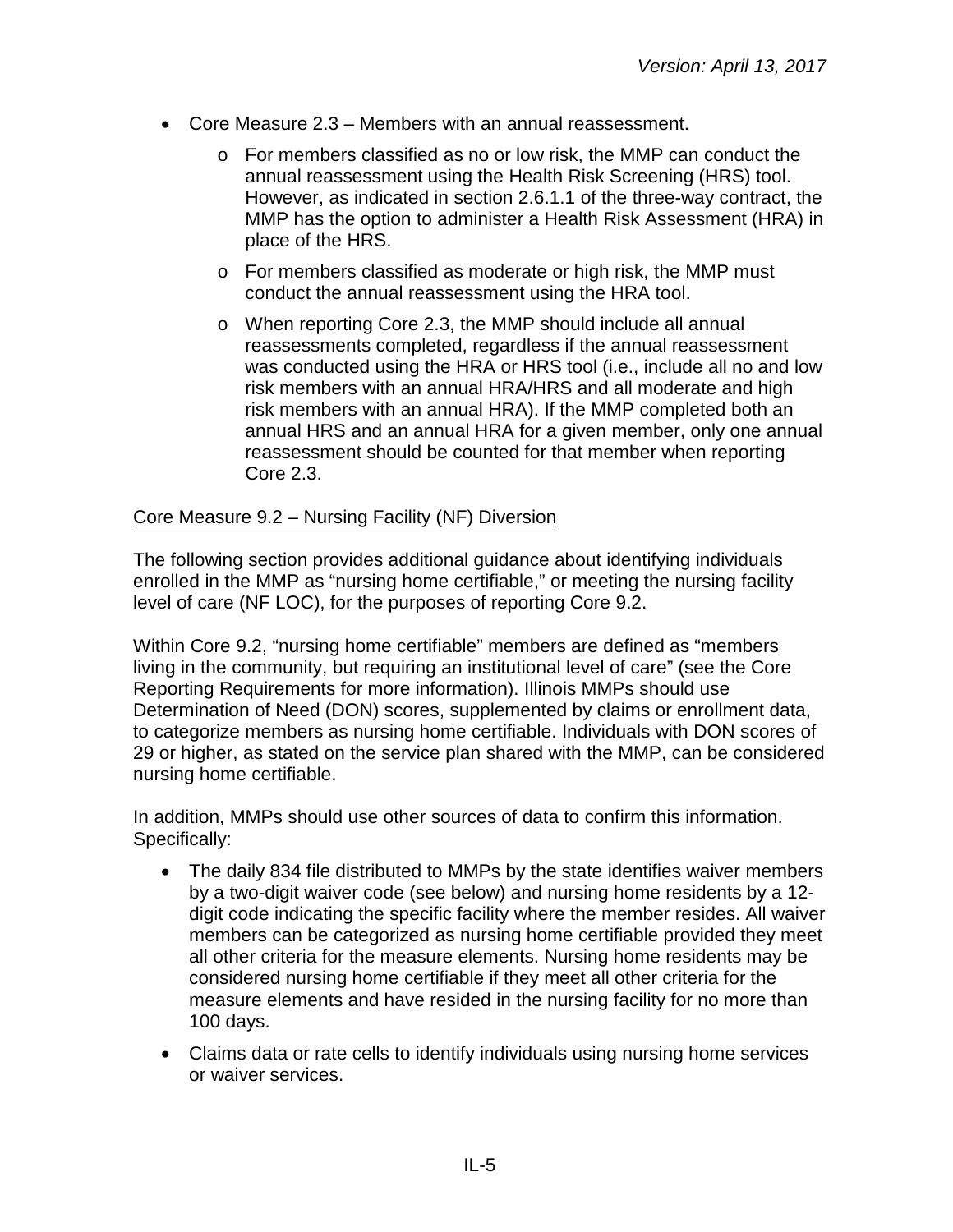- Core Measure 2.3 – Members with an annual reassessment.
  - For members classified as no or low risk, the MMP can conduct the annual reassessment using the Health Risk Screening (HRS) tool. However, as indicated in section 2.6.1.1 of the three-way contract, the MMP has the option to administer a Health Risk Assessment (HRA) in place of the HRS.
  - For members classified as moderate or high risk, the MMP must conduct the annual reassessment using the HRA tool.
  - When reporting Core 2.3, the MMP should include all annual reassessments completed, regardless if the annual reassessment was conducted using the HRA or HRS tool (i.e., include all no and low risk members with an annual HRA/HRS and all moderate and high risk members with an annual HRA). If the MMP completed both an annual HRS and an annual HRA for a given member, only one annual reassessment should be counted for that member when reporting Core 2.3.

Core Measure 9.2 – Nursing Facility (NF) Diversion

The following section provides additional guidance about identifying individuals enrolled in the MMP as "nursing home certifiable," or meeting the nursing facility level of care (NF LOC), for the purposes of reporting Core 9.2.

Within Core 9.2, "nursing home certifiable" members are defined as "members living in the community, but requiring an institutional level of care" (see the Core Reporting Requirements for more information). Illinois MMPs should use Determination of Need (DON) scores, supplemented by claims or enrollment data, to categorize members as nursing home certifiable. Individuals with DON scores of 29 or higher, as stated on the service plan shared with the MMP, can be considered nursing home certifiable.

In addition, MMPs should use other sources of data to confirm this information. Specifically:

- The daily 834 file distributed to MMPs by the state identifies waiver members by a two-digit waiver code (see below) and nursing home residents by a 12-digit code indicating the specific facility where the member resides. All waiver members can be categorized as nursing home certifiable provided they meet all other criteria for the measure elements. Nursing home residents may be considered nursing home certifiable if they meet all other criteria for the measure elements and have resided in the nursing facility for no more than 100 days.
- Claims data or rate cells to identify individuals using nursing home services or waiver services.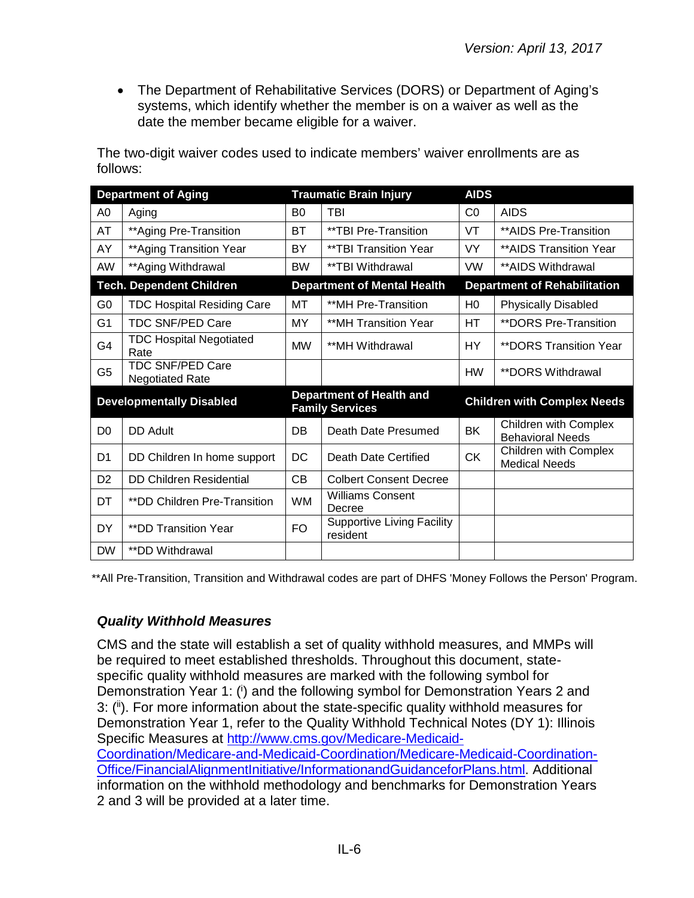- The Department of Rehabilitative Services (DORS) or Department of Aging's systems, which identify whether the member is on a waiver as well as the date the member became eligible for a waiver.

The two-digit waiver codes used to indicate members' waiver enrollments are as follows:

| **Department of Aging** | | **Traumatic Brain Injury** | | **AIDS** | |
|---|---|---|---|---|---|
| A0 | Aging | B0 | TBI | C0 | AIDS |
| AT | **Aging Pre-Transition | BT | **TBI Pre-Transition | VT | **AIDS Pre-Transition |
| AY | **Aging Transition Year | BY | **TBI Transition Year | VY | **AIDS Transition Year |
| AW | **Aging Withdrawal | BW | **TBI Withdrawal | VW | **AIDS Withdrawal |
| **Tech. Dependent Children** | | **Department of Mental Health** | | **Department of Rehabilitation** | |
| G0 | TDC Hospital Residing Care | MT | **MH Pre-Transition | H0 | Physically Disabled |
| G1 | TDC SNF/PED Care | MY | **MH Transition Year | HT | **DORS Pre-Transition |
| G4 | TDC Hospital Negotiated Rate | MW | **MH Withdrawal | HY | **DORS Transition Year |
| G5 | TDC SNF/PED Care Negotiated Rate | | | HW | **DORS Withdrawal |
| **Developmentally Disabled** | | **Department of Health and Family Services** | | **Children with Complex Needs** | |
| D0 | DD Adult | DB | Death Date Presumed | BK | Children with Complex Behavioral Needs |
| D1 | DD Children In home support | DC | Death Date Certified | CK | Children with Complex Medical Needs |
| D2 | DD Children Residential | CB | Colbert Consent Decree | | |
| DT | **DD Children Pre-Transition | WM | Williams Consent Decree | | |
| DY | **DD Transition Year | FO | Supportive Living Facility resident | | |
| DW | **DD Withdrawal | | | | |

**All Pre-Transition, Transition and Withdrawal codes are part of DHFS 'Money Follows the Person' Program.

### *Quality Withhold Measures*

CMS and the state will establish a set of quality withhold measures, and MMPs will be required to meet established thresholds. Throughout this document, state-specific quality withhold measures are marked with the following symbol for Demonstration Year 1: ([i]) and the following symbol for Demonstration Years 2 and 3: ([ii]). For more information about the state-specific quality withhold measures for Demonstration Year 1, refer to the Quality Withhold Technical Notes (DY 1): Illinois Specific Measures at http://www.cms.gov/Medicare-Medicaid-Coordination/Medicare-and-Medicaid-Coordination/Medicare-Medicaid-Coordination-Office/FinancialAlignmentInitiative/InformationandGuidanceforPlans.html. Additional information on the withhold methodology and benchmarks for Demonstration Years 2 and 3 will be provided at a later time.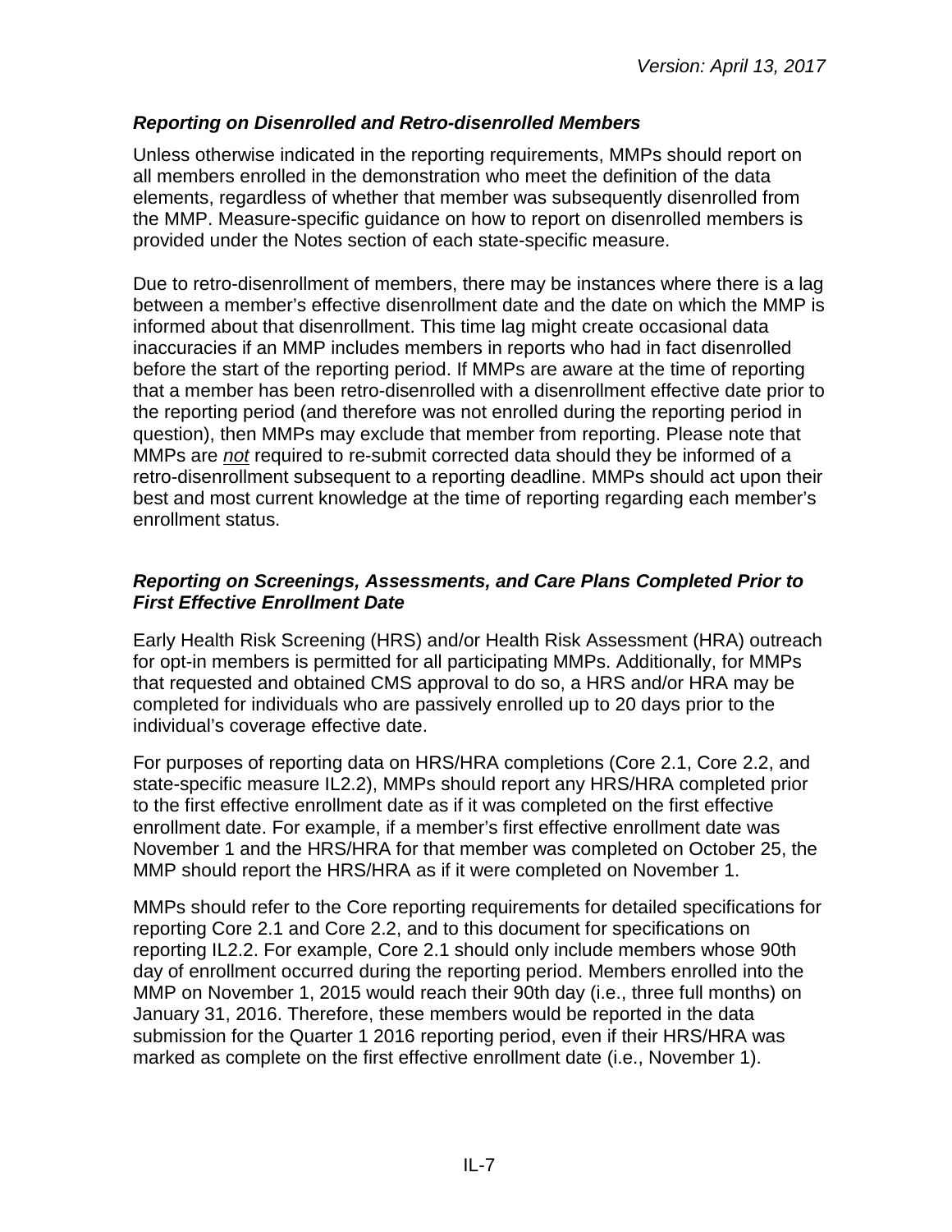### *Reporting on Disenrolled and Retro-disenrolled Members*

Unless otherwise indicated in the reporting requirements, MMPs should report on all members enrolled in the demonstration who meet the definition of the data elements, regardless of whether that member was subsequently disenrolled from the MMP. Measure-specific guidance on how to report on disenrolled members is provided under the Notes section of each state-specific measure.

Due to retro-disenrollment of members, there may be instances where there is a lag between a member's effective disenrollment date and the date on which the MMP is informed about that disenrollment. This time lag might create occasional data inaccuracies if an MMP includes members in reports who had in fact disenrolled before the start of the reporting period. If MMPs are aware at the time of reporting that a member has been retro-disenrolled with a disenrollment effective date prior to the reporting period (and therefore was not enrolled during the reporting period in question), then MMPs may exclude that member from reporting. Please note that MMPs are *not* required to re-submit corrected data should they be informed of a retro-disenrollment subsequent to a reporting deadline. MMPs should act upon their best and most current knowledge at the time of reporting regarding each member's enrollment status.

### *Reporting on Screenings, Assessments, and Care Plans Completed Prior to First Effective Enrollment Date*

Early Health Risk Screening (HRS) and/or Health Risk Assessment (HRA) outreach for opt-in members is permitted for all participating MMPs. Additionally, for MMPs that requested and obtained CMS approval to do so, a HRS and/or HRA may be completed for individuals who are passively enrolled up to 20 days prior to the individual's coverage effective date.

For purposes of reporting data on HRS/HRA completions (Core 2.1, Core 2.2, and state-specific measure IL2.2), MMPs should report any HRS/HRA completed prior to the first effective enrollment date as if it was completed on the first effective enrollment date. For example, if a member's first effective enrollment date was November 1 and the HRS/HRA for that member was completed on October 25, the MMP should report the HRS/HRA as if it were completed on November 1.

MMPs should refer to the Core reporting requirements for detailed specifications for reporting Core 2.1 and Core 2.2, and to this document for specifications on reporting IL2.2. For example, Core 2.1 should only include members whose 90th day of enrollment occurred during the reporting period. Members enrolled into the MMP on November 1, 2015 would reach their 90th day (i.e., three full months) on January 31, 2016. Therefore, these members would be reported in the data submission for the Quarter 1 2016 reporting period, even if their HRS/HRA was marked as complete on the first effective enrollment date (i.e., November 1).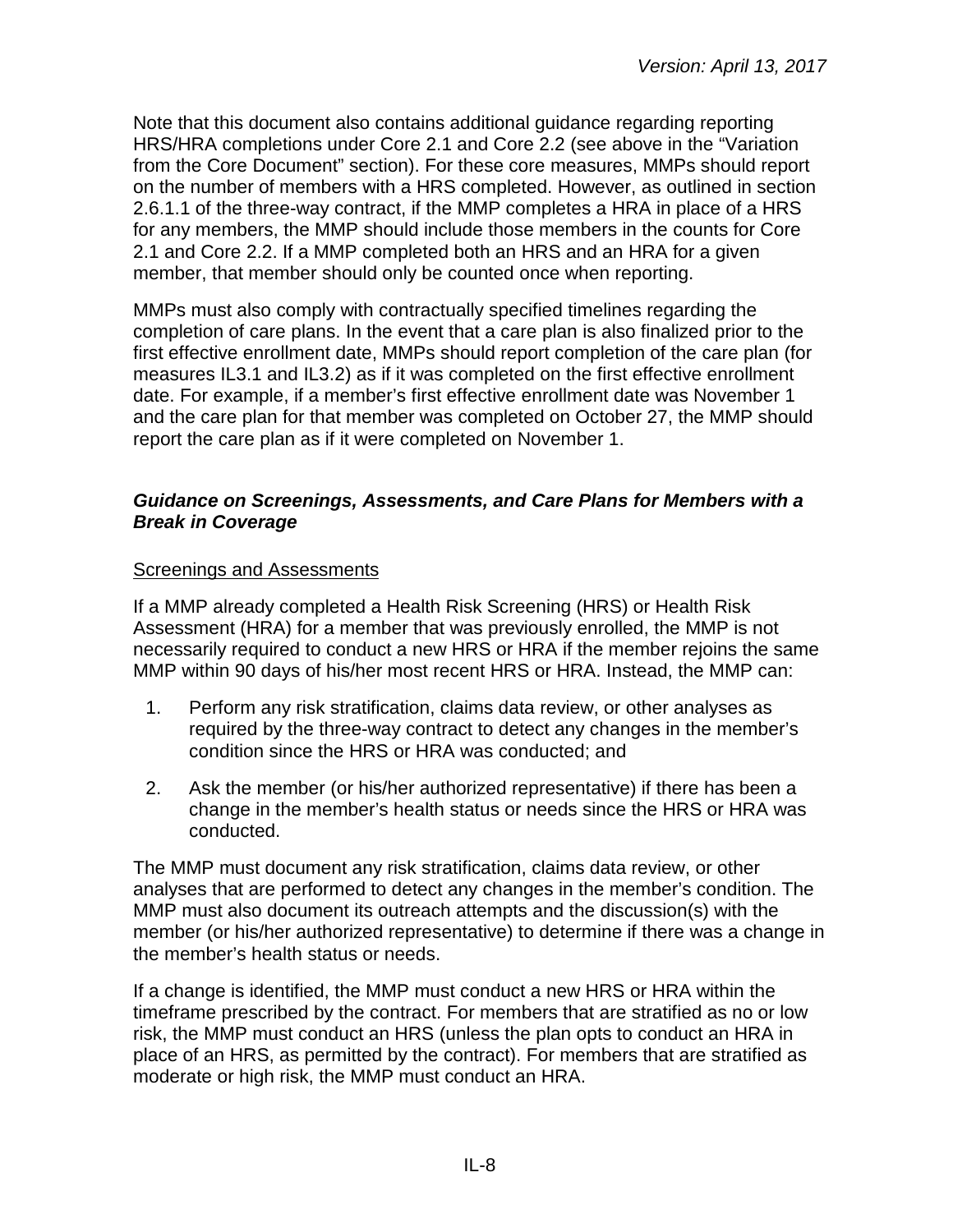Note that this document also contains additional guidance regarding reporting HRS/HRA completions under Core 2.1 and Core 2.2 (see above in the "Variation from the Core Document" section). For these core measures, MMPs should report on the number of members with a HRS completed. However, as outlined in section 2.6.1.1 of the three-way contract, if the MMP completes a HRA in place of a HRS for any members, the MMP should include those members in the counts for Core 2.1 and Core 2.2. If a MMP completed both an HRS and an HRA for a given member, that member should only be counted once when reporting.

MMPs must also comply with contractually specified timelines regarding the completion of care plans. In the event that a care plan is also finalized prior to the first effective enrollment date, MMPs should report completion of the care plan (for measures IL3.1 and IL3.2) as if it was completed on the first effective enrollment date. For example, if a member's first effective enrollment date was November 1 and the care plan for that member was completed on October 27, the MMP should report the care plan as if it were completed on November 1.

### *Guidance on Screenings, Assessments, and Care Plans for Members with a Break in Coverage*

<u>Screenings and Assessments</u>

If a MMP already completed a Health Risk Screening (HRS) or Health Risk Assessment (HRA) for a member that was previously enrolled, the MMP is not necessarily required to conduct a new HRS or HRA if the member rejoins the same MMP within 90 days of his/her most recent HRS or HRA. Instead, the MMP can:

1. Perform any risk stratification, claims data review, or other analyses as required by the three-way contract to detect any changes in the member's condition since the HRS or HRA was conducted; and
2. Ask the member (or his/her authorized representative) if there has been a change in the member's health status or needs since the HRS or HRA was conducted.

The MMP must document any risk stratification, claims data review, or other analyses that are performed to detect any changes in the member's condition. The MMP must also document its outreach attempts and the discussion(s) with the member (or his/her authorized representative) to determine if there was a change in the member's health status or needs.

If a change is identified, the MMP must conduct a new HRS or HRA within the timeframe prescribed by the contract. For members that are stratified as no or low risk, the MMP must conduct an HRS (unless the plan opts to conduct an HRA in place of an HRS, as permitted by the contract). For members that are stratified as moderate or high risk, the MMP must conduct an HRA.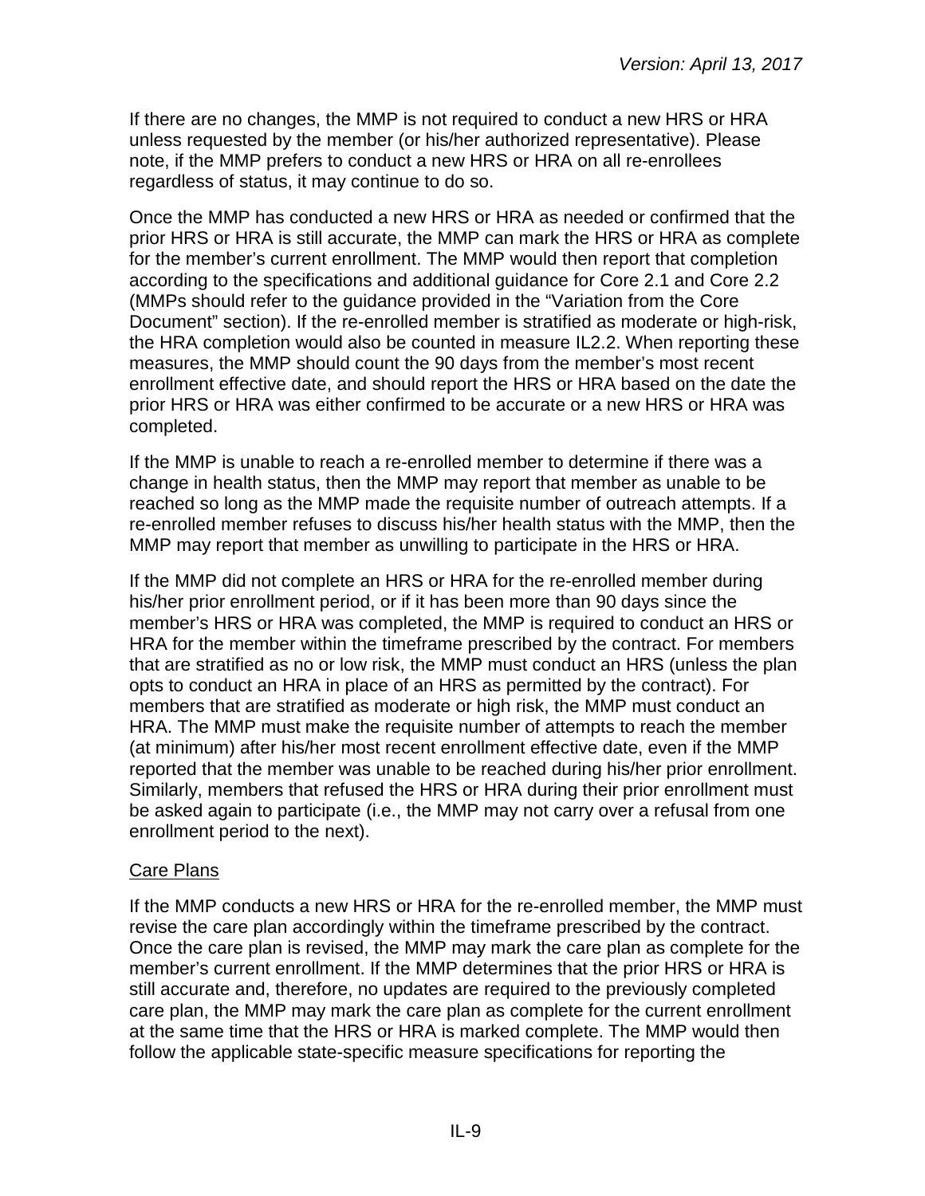If there are no changes, the MMP is not required to conduct a new HRS or HRA unless requested by the member (or his/her authorized representative). Please note, if the MMP prefers to conduct a new HRS or HRA on all re-enrollees regardless of status, it may continue to do so.

Once the MMP has conducted a new HRS or HRA as needed or confirmed that the prior HRS or HRA is still accurate, the MMP can mark the HRS or HRA as complete for the member's current enrollment. The MMP would then report that completion according to the specifications and additional guidance for Core 2.1 and Core 2.2 (MMPs should refer to the guidance provided in the "Variation from the Core Document" section). If the re-enrolled member is stratified as moderate or high-risk, the HRA completion would also be counted in measure IL2.2. When reporting these measures, the MMP should count the 90 days from the member's most recent enrollment effective date, and should report the HRS or HRA based on the date the prior HRS or HRA was either confirmed to be accurate or a new HRS or HRA was completed.

If the MMP is unable to reach a re-enrolled member to determine if there was a change in health status, then the MMP may report that member as unable to be reached so long as the MMP made the requisite number of outreach attempts. If a re-enrolled member refuses to discuss his/her health status with the MMP, then the MMP may report that member as unwilling to participate in the HRS or HRA.

If the MMP did not complete an HRS or HRA for the re-enrolled member during his/her prior enrollment period, or if it has been more than 90 days since the member's HRS or HRA was completed, the MMP is required to conduct an HRS or HRA for the member within the timeframe prescribed by the contract. For members that are stratified as no or low risk, the MMP must conduct an HRS (unless the plan opts to conduct an HRA in place of an HRS as permitted by the contract). For members that are stratified as moderate or high risk, the MMP must conduct an HRA. The MMP must make the requisite number of attempts to reach the member (at minimum) after his/her most recent enrollment effective date, even if the MMP reported that the member was unable to be reached during his/her prior enrollment. Similarly, members that refused the HRS or HRA during their prior enrollment must be asked again to participate (i.e., the MMP may not carry over a refusal from one enrollment period to the next).

Care Plans

If the MMP conducts a new HRS or HRA for the re-enrolled member, the MMP must revise the care plan accordingly within the timeframe prescribed by the contract. Once the care plan is revised, the MMP may mark the care plan as complete for the member's current enrollment. If the MMP determines that the prior HRS or HRA is still accurate and, therefore, no updates are required to the previously completed care plan, the MMP may mark the care plan as complete for the current enrollment at the same time that the HRS or HRA is marked complete. The MMP would then follow the applicable state-specific measure specifications for reporting the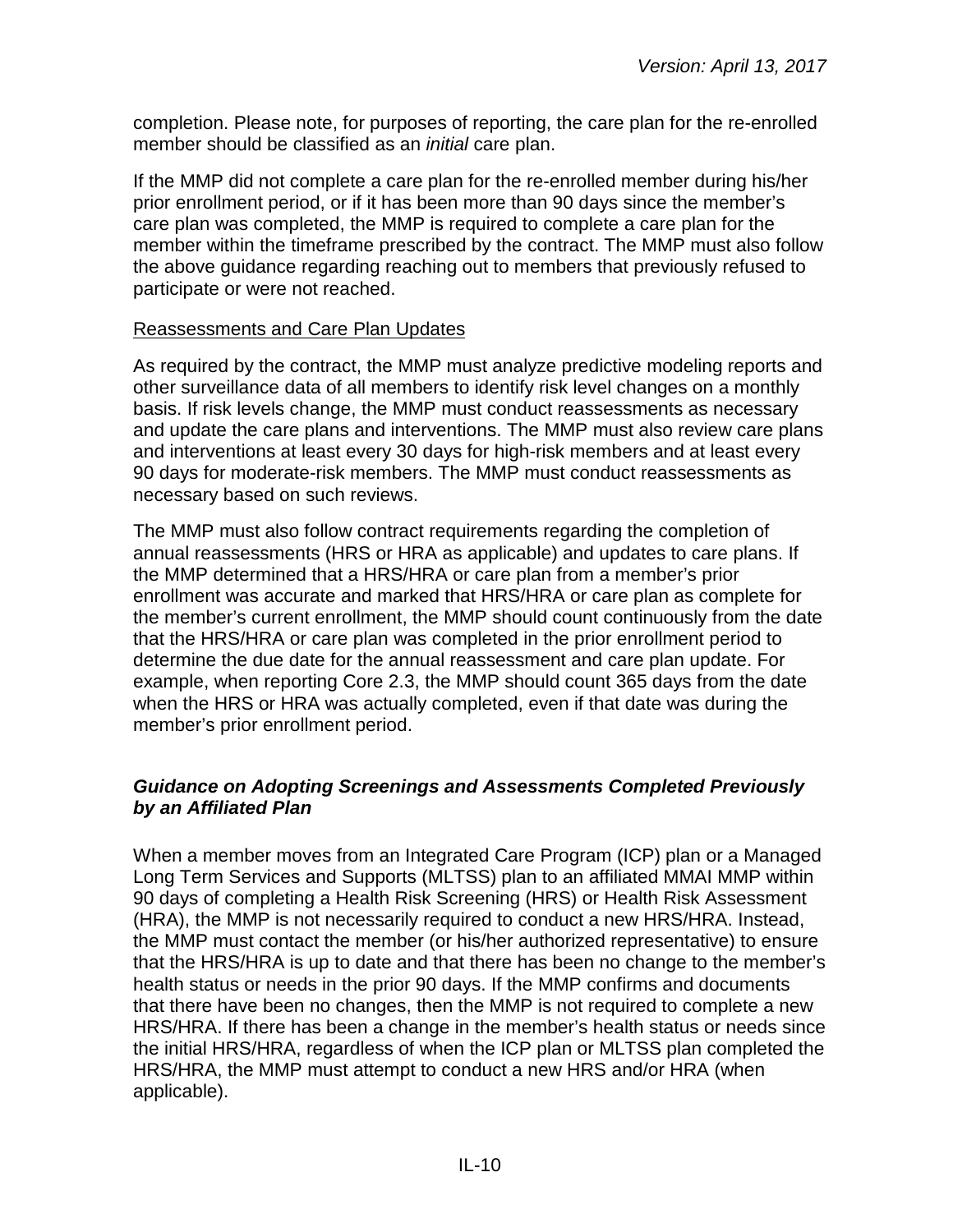completion. Please note, for purposes of reporting, the care plan for the re-enrolled member should be classified as an *initial* care plan.

If the MMP did not complete a care plan for the re-enrolled member during his/her prior enrollment period, or if it has been more than 90 days since the member's care plan was completed, the MMP is required to complete a care plan for the member within the timeframe prescribed by the contract. The MMP must also follow the above guidance regarding reaching out to members that previously refused to participate or were not reached.

<u>Reassessments and Care Plan Updates</u>

As required by the contract, the MMP must analyze predictive modeling reports and other surveillance data of all members to identify risk level changes on a monthly basis. If risk levels change, the MMP must conduct reassessments as necessary and update the care plans and interventions. The MMP must also review care plans and interventions at least every 30 days for high-risk members and at least every 90 days for moderate-risk members. The MMP must conduct reassessments as necessary based on such reviews.

The MMP must also follow contract requirements regarding the completion of annual reassessments (HRS or HRA as applicable) and updates to care plans. If the MMP determined that a HRS/HRA or care plan from a member's prior enrollment was accurate and marked that HRS/HRA or care plan as complete for the member's current enrollment, the MMP should count continuously from the date that the HRS/HRA or care plan was completed in the prior enrollment period to determine the due date for the annual reassessment and care plan update. For example, when reporting Core 2.3, the MMP should count 365 days from the date when the HRS or HRA was actually completed, even if that date was during the member's prior enrollment period.

### *Guidance on Adopting Screenings and Assessments Completed Previously by an Affiliated Plan*

When a member moves from an Integrated Care Program (ICP) plan or a Managed Long Term Services and Supports (MLTSS) plan to an affiliated MMAI MMP within 90 days of completing a Health Risk Screening (HRS) or Health Risk Assessment (HRA), the MMP is not necessarily required to conduct a new HRS/HRA. Instead, the MMP must contact the member (or his/her authorized representative) to ensure that the HRS/HRA is up to date and that there has been no change to the member's health status or needs in the prior 90 days. If the MMP confirms and documents that there have been no changes, then the MMP is not required to complete a new HRS/HRA. If there has been a change in the member's health status or needs since the initial HRS/HRA, regardless of when the ICP plan or MLTSS plan completed the HRS/HRA, the MMP must attempt to conduct a new HRS and/or HRA (when applicable).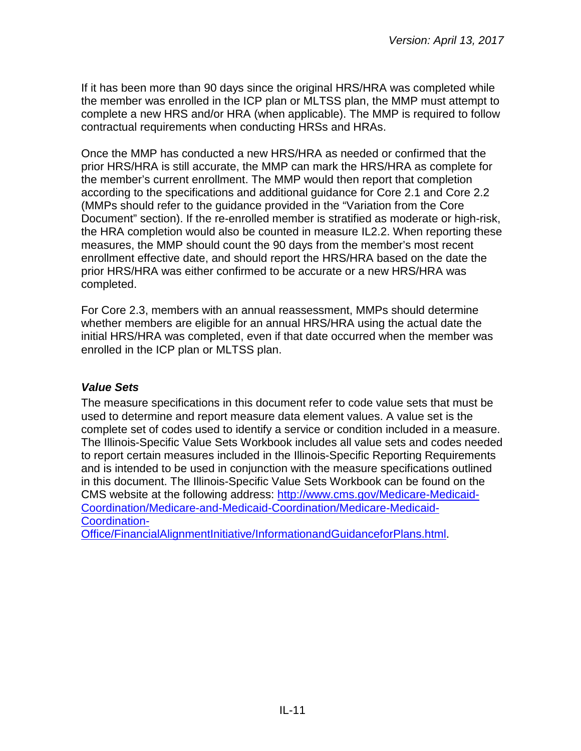If it has been more than 90 days since the original HRS/HRA was completed while the member was enrolled in the ICP plan or MLTSS plan, the MMP must attempt to complete a new HRS and/or HRA (when applicable). The MMP is required to follow contractual requirements when conducting HRSs and HRAs.

Once the MMP has conducted a new HRS/HRA as needed or confirmed that the prior HRS/HRA is still accurate, the MMP can mark the HRS/HRA as complete for the member's current enrollment. The MMP would then report that completion according to the specifications and additional guidance for Core 2.1 and Core 2.2 (MMPs should refer to the guidance provided in the "Variation from the Core Document" section). If the re-enrolled member is stratified as moderate or high-risk, the HRA completion would also be counted in measure IL2.2. When reporting these measures, the MMP should count the 90 days from the member's most recent enrollment effective date, and should report the HRS/HRA based on the date the prior HRS/HRA was either confirmed to be accurate or a new HRS/HRA was completed.

For Core 2.3, members with an annual reassessment, MMPs should determine whether members are eligible for an annual HRS/HRA using the actual date the initial HRS/HRA was completed, even if that date occurred when the member was enrolled in the ICP plan or MLTSS plan.

### *Value Sets*

The measure specifications in this document refer to code value sets that must be used to determine and report measure data element values. A value set is the complete set of codes used to identify a service or condition included in a measure. The Illinois-Specific Value Sets Workbook includes all value sets and codes needed to report certain measures included in the Illinois-Specific Reporting Requirements and is intended to be used in conjunction with the measure specifications outlined in this document. The Illinois-Specific Value Sets Workbook can be found on the CMS website at the following address: [http://www.cms.gov/Medicare-Medicaid-Coordination/Medicare-and-Medicaid-Coordination/Medicare-Medicaid-Coordination-Office/FinancialAlignmentInitiative/InformationandGuidanceforPlans.html](http://www.cms.gov/Medicare-Medicaid-Coordination/Medicare-and-Medicaid-Coordination/Medicare-Medicaid-Coordination-Office/FinancialAlignmentInitiative/InformationandGuidanceforPlans.html).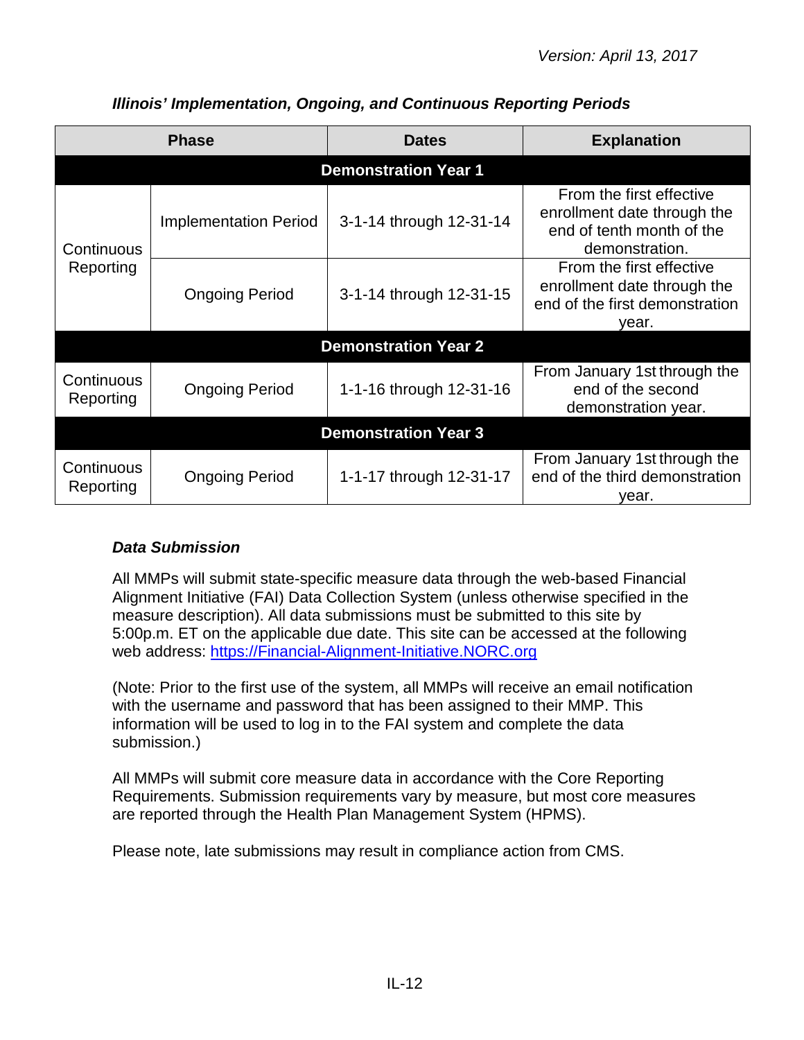*Illinois' Implementation, Ongoing, and Continuous Reporting Periods*

| Phase | | Dates | Explanation |
|---|---|---|---|
| **Demonstration Year 1** | | | |
| Continuous Reporting | Implementation Period | 3-1-14 through 12-31-14 | From the first effective enrollment date through the end of tenth month of the demonstration. |
| | Ongoing Period | 3-1-14 through 12-31-15 | From the first effective enrollment date through the end of the first demonstration year. |
| **Demonstration Year 2** | | | |
| Continuous Reporting | Ongoing Period | 1-1-16 through 12-31-16 | From January 1st through the end of the second demonstration year. |
| **Demonstration Year 3** | | | |
| Continuous Reporting | Ongoing Period | 1-1-17 through 12-31-17 | From January 1st through the end of the third demonstration year. |

### *Data Submission*

All MMPs will submit state-specific measure data through the web-based Financial Alignment Initiative (FAI) Data Collection System (unless otherwise specified in the measure description). All data submissions must be submitted to this site by 5:00p.m. ET on the applicable due date. This site can be accessed at the following web address: https://Financial-Alignment-Initiative.NORC.org

(Note: Prior to the first use of the system, all MMPs will receive an email notification with the username and password that has been assigned to their MMP. This information will be used to log in to the FAI system and complete the data submission.)

All MMPs will submit core measure data in accordance with the Core Reporting Requirements. Submission requirements vary by measure, but most core measures are reported through the Health Plan Management System (HPMS).

Please note, late submissions may result in compliance action from CMS.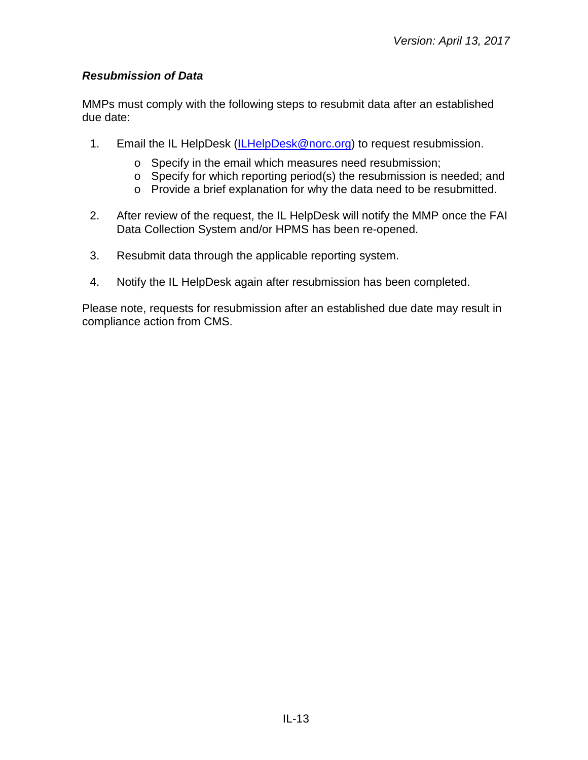### *Resubmission of Data*

MMPs must comply with the following steps to resubmit data after an established due date:

1. Email the IL HelpDesk ([ILHelpDesk@norc.org](mailto:ILHelpDesk@norc.org)) to request resubmission.
   - Specify in the email which measures need resubmission;
   - Specify for which reporting period(s) the resubmission is needed; and
   - Provide a brief explanation for why the data need to be resubmitted.
2. After review of the request, the IL HelpDesk will notify the MMP once the FAI Data Collection System and/or HPMS has been re-opened.
3. Resubmit data through the applicable reporting system.
4. Notify the IL HelpDesk again after resubmission has been completed.

Please note, requests for resubmission after an established due date may result in compliance action from CMS.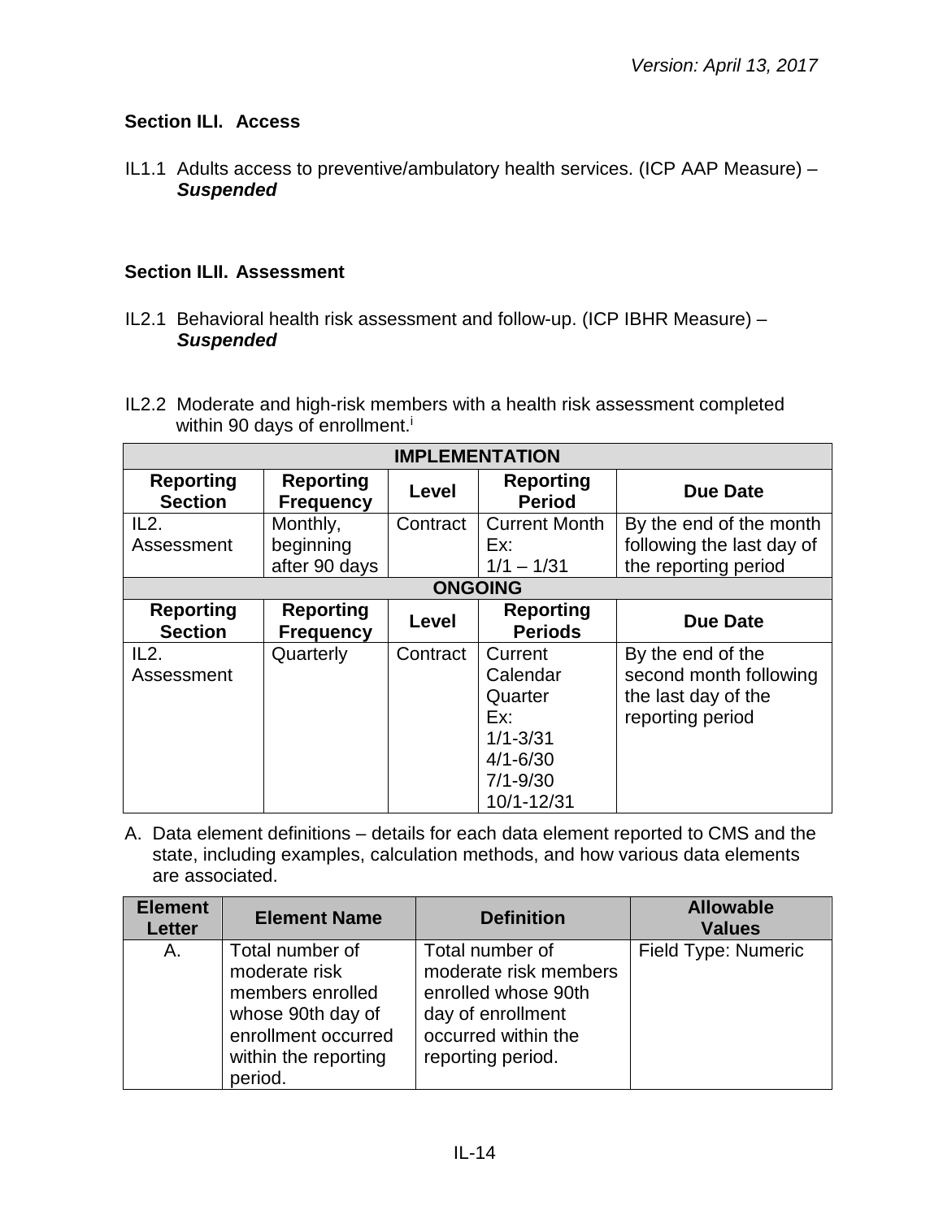### Section ILI. Access

IL1.1 Adults access to preventive/ambulatory health services. (ICP AAP Measure) – ***Suspended***

### Section ILII. Assessment

IL2.1 Behavioral health risk assessment and follow-up. (ICP IBHR Measure) – ***Suspended***

IL2.2 Moderate and high-risk members with a health risk assessment completed within 90 days of enrollment.[i]

| **IMPLEMENTATION** | | | | |
|---|---|---|---|---|
| **Reporting Section** | **Reporting Frequency** | **Level** | **Reporting Period** | **Due Date** |
| IL2. Assessment | Monthly, beginning after 90 days | Contract | Current Month Ex: 1/1 – 1/31 | By the end of the month following the last day of the reporting period |
| **ONGOING** | | | | |
| **Reporting Section** | **Reporting Frequency** | **Level** | **Reporting Periods** | **Due Date** |
| IL2. Assessment | Quarterly | Contract | Current Calendar Quarter Ex: 1/1-3/31 4/1-6/30 7/1-9/30 10/1-12/31 | By the end of the second month following the last day of the reporting period |

A. Data element definitions – details for each data element reported to CMS and the state, including examples, calculation methods, and how various data elements are associated.

| Element Letter | Element Name | Definition | Allowable Values |
|---|---|---|---|
| A. | Total number of moderate risk members enrolled whose 90th day of enrollment occurred within the reporting period. | Total number of moderate risk members enrolled whose 90th day of enrollment occurred within the reporting period. | Field Type: Numeric |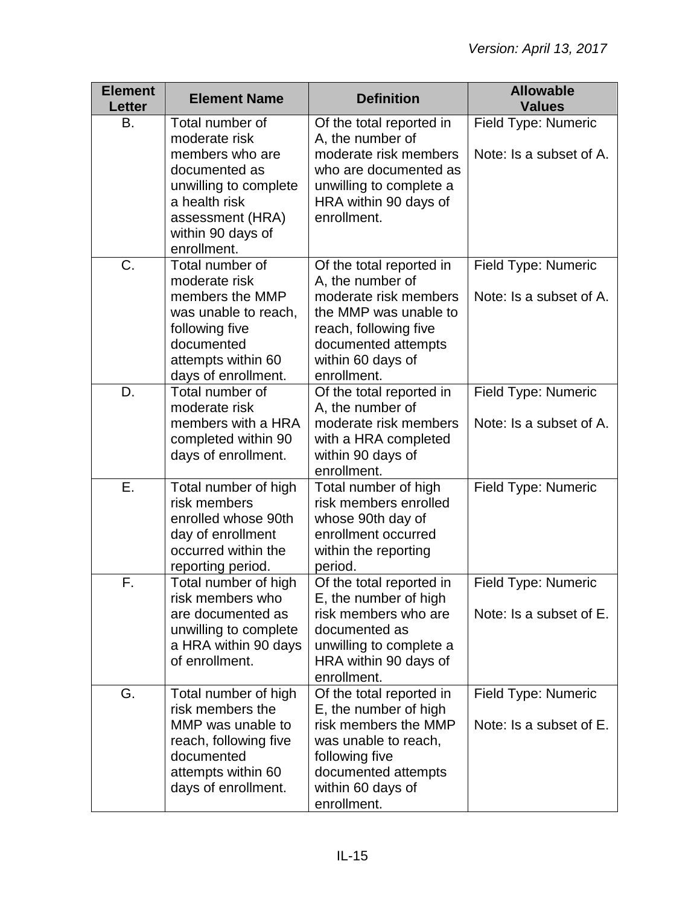| Element Letter | Element Name | Definition | Allowable Values |
|---|---|---|---|
| B. | Total number of moderate risk members who are documented as unwilling to complete a health risk assessment (HRA) within 90 days of enrollment. | Of the total reported in A, the number of moderate risk members who are documented as unwilling to complete a HRA within 90 days of enrollment. | Field Type: Numeric<br><br>Note: Is a subset of A. |
| C. | Total number of moderate risk members the MMP was unable to reach, following five documented attempts within 60 days of enrollment. | Of the total reported in A, the number of moderate risk members the MMP was unable to reach, following five documented attempts within 60 days of enrollment. | Field Type: Numeric<br><br>Note: Is a subset of A. |
| D. | Total number of moderate risk members with a HRA completed within 90 days of enrollment. | Of the total reported in A, the number of moderate risk members with a HRA completed within 90 days of enrollment. | Field Type: Numeric<br><br>Note: Is a subset of A. |
| E. | Total number of high risk members enrolled whose 90th day of enrollment occurred within the reporting period. | Total number of high risk members enrolled whose 90th day of enrollment occurred within the reporting period. | Field Type: Numeric |
| F. | Total number of high risk members who are documented as unwilling to complete a HRA within 90 days of enrollment. | Of the total reported in E, the number of high risk members who are documented as unwilling to complete a HRA within 90 days of enrollment. | Field Type: Numeric<br><br>Note: Is a subset of E. |
| G. | Total number of high risk members the MMP was unable to reach, following five documented attempts within 60 days of enrollment. | Of the total reported in E, the number of high risk members the MMP was unable to reach, following five documented attempts within 60 days of enrollment. | Field Type: Numeric<br><br>Note: Is a subset of E. |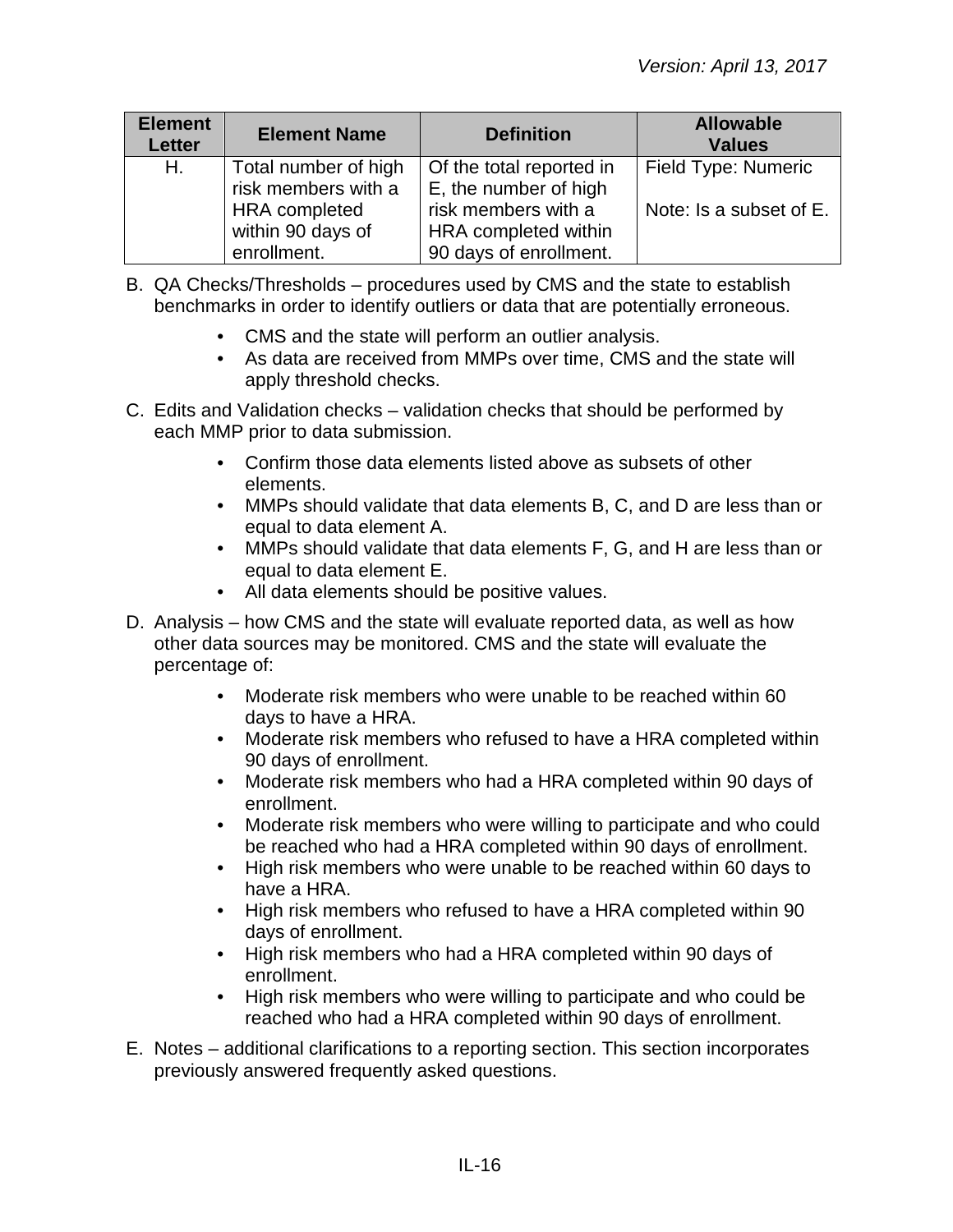| Element Letter | Element Name | Definition | Allowable Values |
|---|---|---|---|
| H. | Total number of high risk members with a HRA completed within 90 days of enrollment. | Of the total reported in E, the number of high risk members with a HRA completed within 90 days of enrollment. | Field Type: Numeric<br><br>Note: Is a subset of E. |

B. QA Checks/Thresholds – procedures used by CMS and the state to establish benchmarks in order to identify outliers or data that are potentially erroneous.

- CMS and the state will perform an outlier analysis.
- As data are received from MMPs over time, CMS and the state will apply threshold checks.

C. Edits and Validation checks – validation checks that should be performed by each MMP prior to data submission.

- Confirm those data elements listed above as subsets of other elements.
- MMPs should validate that data elements B, C, and D are less than or equal to data element A.
- MMPs should validate that data elements F, G, and H are less than or equal to data element E.
- All data elements should be positive values.

D. Analysis – how CMS and the state will evaluate reported data, as well as how other data sources may be monitored. CMS and the state will evaluate the percentage of:

- Moderate risk members who were unable to be reached within 60 days to have a HRA.
- Moderate risk members who refused to have a HRA completed within 90 days of enrollment.
- Moderate risk members who had a HRA completed within 90 days of enrollment.
- Moderate risk members who were willing to participate and who could be reached who had a HRA completed within 90 days of enrollment.
- High risk members who were unable to be reached within 60 days to have a HRA.
- High risk members who refused to have a HRA completed within 90 days of enrollment.
- High risk members who had a HRA completed within 90 days of enrollment.
- High risk members who were willing to participate and who could be reached who had a HRA completed within 90 days of enrollment.

E. Notes – additional clarifications to a reporting section. This section incorporates previously answered frequently asked questions.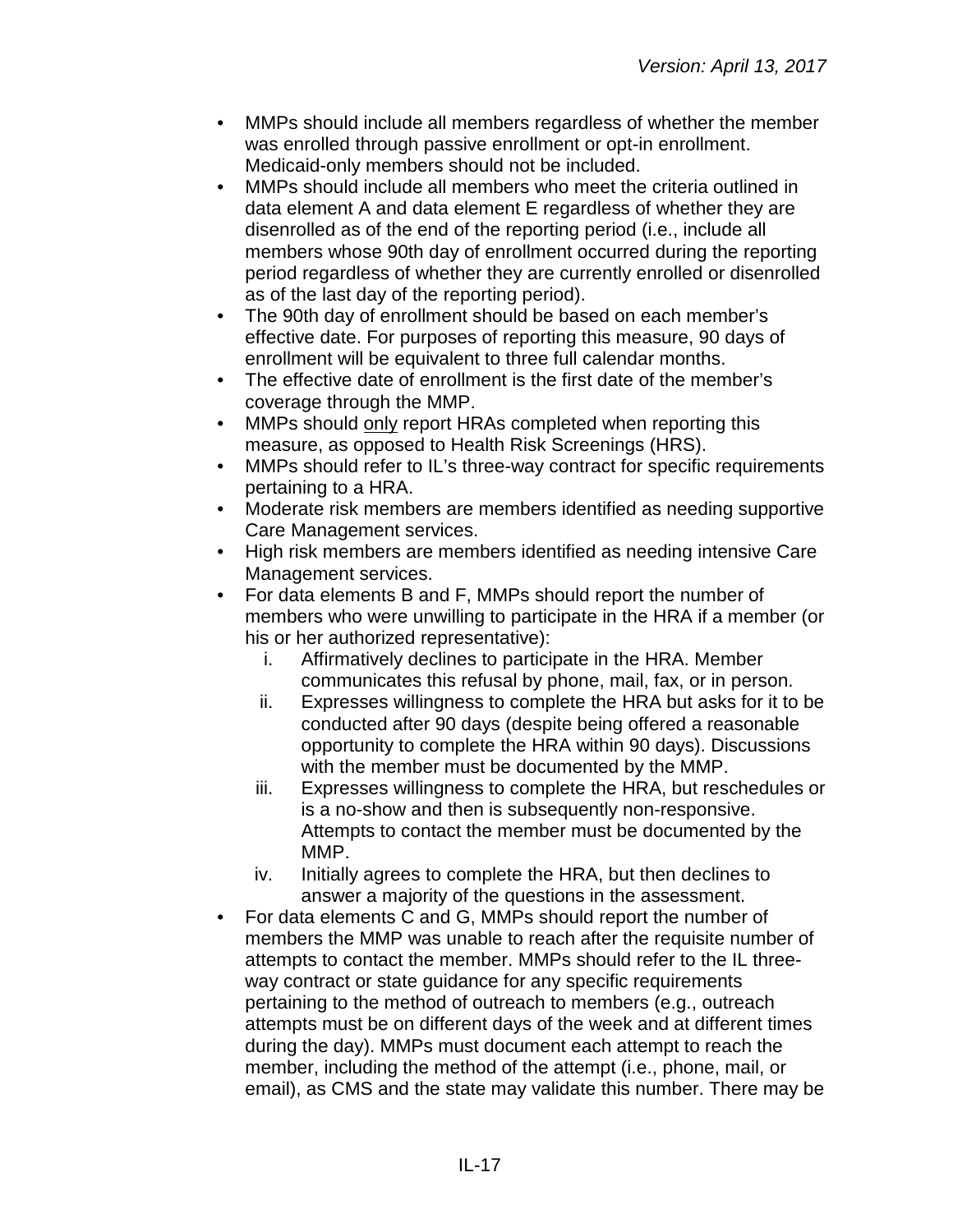- MMPs should include all members regardless of whether the member was enrolled through passive enrollment or opt-in enrollment. Medicaid-only members should not be included.
- MMPs should include all members who meet the criteria outlined in data element A and data element E regardless of whether they are disenrolled as of the end of the reporting period (i.e., include all members whose 90th day of enrollment occurred during the reporting period regardless of whether they are currently enrolled or disenrolled as of the last day of the reporting period).
- The 90th day of enrollment should be based on each member's effective date. For purposes of reporting this measure, 90 days of enrollment will be equivalent to three full calendar months.
- The effective date of enrollment is the first date of the member's coverage through the MMP.
- MMPs should only report HRAs completed when reporting this measure, as opposed to Health Risk Screenings (HRS).
- MMPs should refer to IL's three-way contract for specific requirements pertaining to a HRA.
- Moderate risk members are members identified as needing supportive Care Management services.
- High risk members are members identified as needing intensive Care Management services.
- For data elements B and F, MMPs should report the number of members who were unwilling to participate in the HRA if a member (or his or her authorized representative):
  i. Affirmatively declines to participate in the HRA. Member communicates this refusal by phone, mail, fax, or in person.
  ii. Expresses willingness to complete the HRA but asks for it to be conducted after 90 days (despite being offered a reasonable opportunity to complete the HRA within 90 days). Discussions with the member must be documented by the MMP.
  iii. Expresses willingness to complete the HRA, but reschedules or is a no-show and then is subsequently non-responsive. Attempts to contact the member must be documented by the MMP.
  iv. Initially agrees to complete the HRA, but then declines to answer a majority of the questions in the assessment.
- For data elements C and G, MMPs should report the number of members the MMP was unable to reach after the requisite number of attempts to contact the member. MMPs should refer to the IL three-way contract or state guidance for any specific requirements pertaining to the method of outreach to members (e.g., outreach attempts must be on different days of the week and at different times during the day). MMPs must document each attempt to reach the member, including the method of the attempt (i.e., phone, mail, or email), as CMS and the state may validate this number. There may be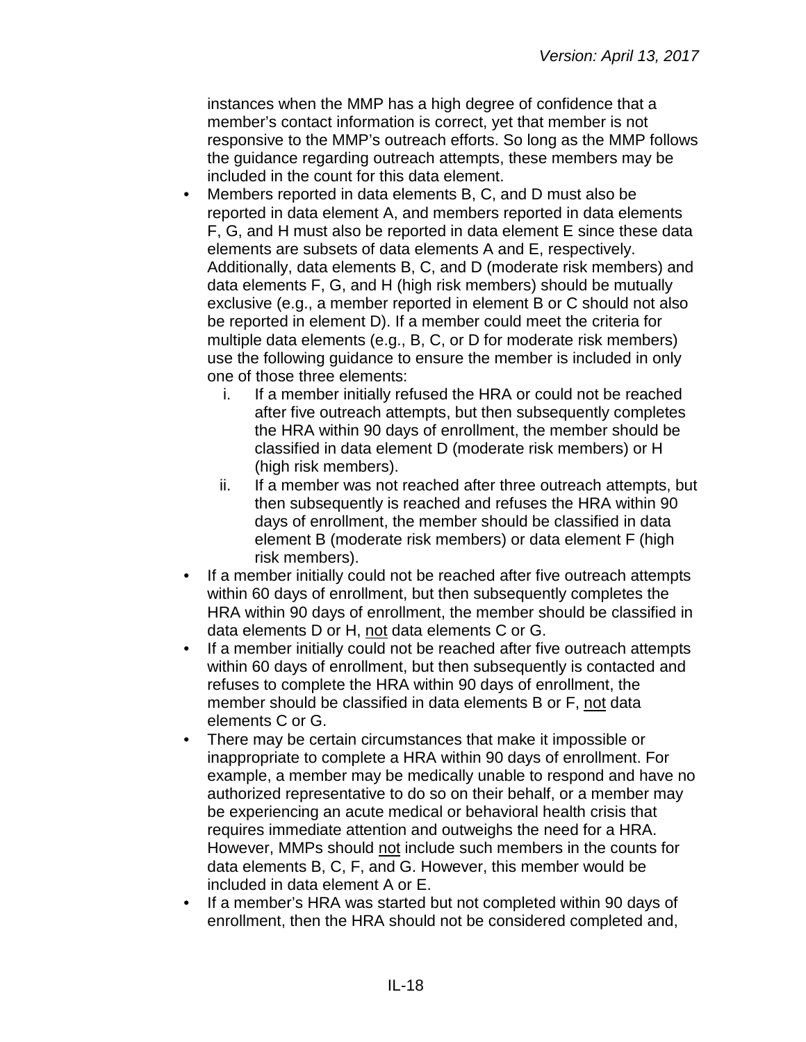instances when the MMP has a high degree of confidence that a member's contact information is correct, yet that member is not responsive to the MMP's outreach efforts. So long as the MMP follows the guidance regarding outreach attempts, these members may be included in the count for this data element.

- Members reported in data elements B, C, and D must also be reported in data element A, and members reported in data elements F, G, and H must also be reported in data element E since these data elements are subsets of data elements A and E, respectively. Additionally, data elements B, C, and D (moderate risk members) and data elements F, G, and H (high risk members) should be mutually exclusive (e.g., a member reported in element B or C should not also be reported in element D). If a member could meet the criteria for multiple data elements (e.g., B, C, or D for moderate risk members) use the following guidance to ensure the member is included in only one of those three elements:
    i. If a member initially refused the HRA or could not be reached after five outreach attempts, but then subsequently completes the HRA within 90 days of enrollment, the member should be classified in data element D (moderate risk members) or H (high risk members).
    ii. If a member was not reached after three outreach attempts, but then subsequently is reached and refuses the HRA within 90 days of enrollment, the member should be classified in data element B (moderate risk members) or data element F (high risk members).
- If a member initially could not be reached after five outreach attempts within 60 days of enrollment, but then subsequently completes the HRA within 90 days of enrollment, the member should be classified in data elements D or H, <u>not</u> data elements C or G.
- If a member initially could not be reached after five outreach attempts within 60 days of enrollment, but then subsequently is contacted and refuses to complete the HRA within 90 days of enrollment, the member should be classified in data elements B or F, <u>not</u> data elements C or G.
- There may be certain circumstances that make it impossible or inappropriate to complete a HRA within 90 days of enrollment. For example, a member may be medically unable to respond and have no authorized representative to do so on their behalf, or a member may be experiencing an acute medical or behavioral health crisis that requires immediate attention and outweighs the need for a HRA. However, MMPs should <u>not</u> include such members in the counts for data elements B, C, F, and G. However, this member would be included in data element A or E.
- If a member's HRA was started but not completed within 90 days of enrollment, then the HRA should not be considered completed and,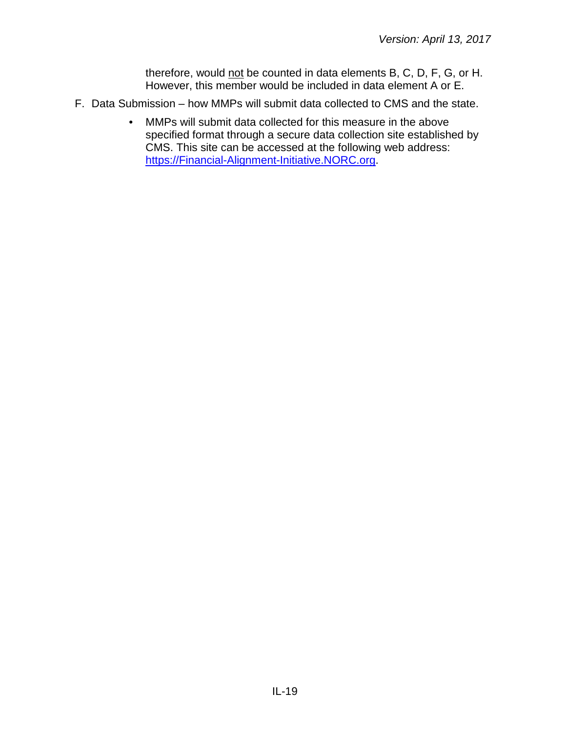therefore, would <u>not</u> be counted in data elements B, C, D, F, G, or H. However, this member would be included in data element A or E.

F. Data Submission – how MMPs will submit data collected to CMS and the state.

- MMPs will submit data collected for this measure in the above specified format through a secure data collection site established by CMS. This site can be accessed at the following web address: [https://Financial-Alignment-Initiative.NORC.org](https://Financial-Alignment-Initiative.NORC.org).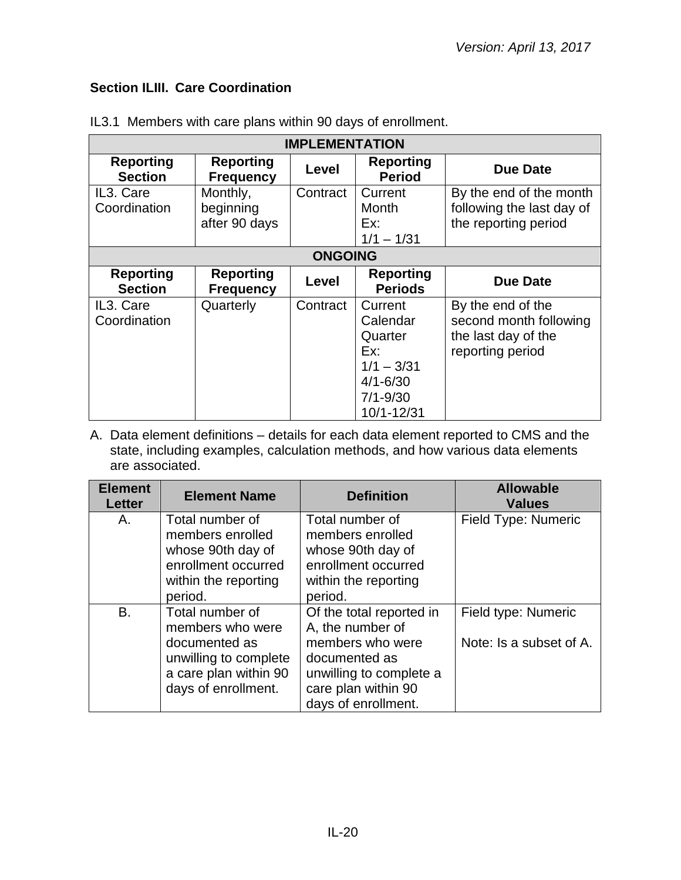### Section ILIII. Care Coordination

IL3.1 Members with care plans within 90 days of enrollment.

| IMPLEMENTATION | | | | |
|---|---|---|---|---|
| **Reporting Section** | **Reporting Frequency** | **Level** | **Reporting Period** | **Due Date** |
| IL3. Care Coordination | Monthly, beginning after 90 days | Contract | Current Month<br>Ex:<br>1/1 – 1/31 | By the end of the month following the last day of the reporting period |
| **ONGOING** | | | | |
| **Reporting Section** | **Reporting Frequency** | **Level** | **Reporting Periods** | **Due Date** |
| IL3. Care Coordination | Quarterly | Contract | Current Calendar Quarter<br>Ex:<br>1/1 – 3/31<br>4/1-6/30<br>7/1-9/30<br>10/1-12/31 | By the end of the second month following the last day of the reporting period |

A. Data element definitions – details for each data element reported to CMS and the state, including examples, calculation methods, and how various data elements are associated.

| Element Letter | Element Name | Definition | Allowable Values |
|---|---|---|---|
| A. | Total number of members enrolled whose 90th day of enrollment occurred within the reporting period. | Total number of members enrolled whose 90th day of enrollment occurred within the reporting period. | Field Type: Numeric |
| B. | Total number of members who were documented as unwilling to complete a care plan within 90 days of enrollment. | Of the total reported in A, the number of members who were documented as unwilling to complete a care plan within 90 days of enrollment. | Field type: Numeric<br><br>Note: Is a subset of A. |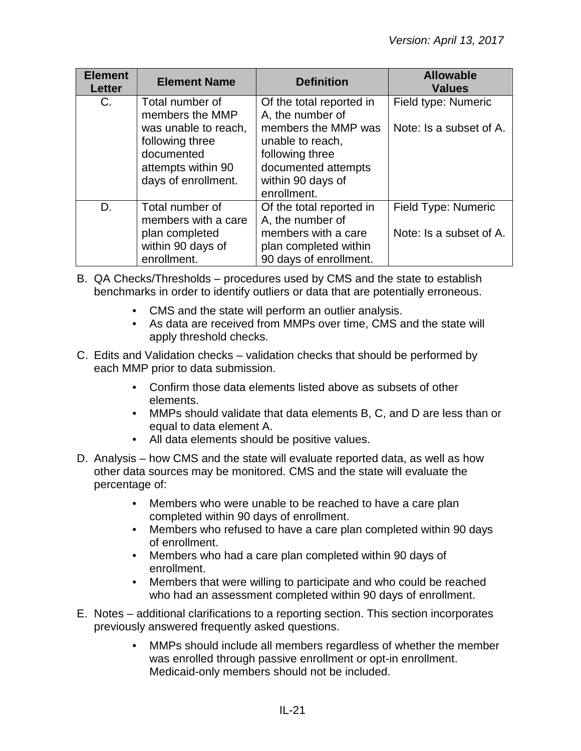| Element Letter | Element Name | Definition | Allowable Values |
|---|---|---|---|
| C. | Total number of members the MMP was unable to reach, following three documented attempts within 90 days of enrollment. | Of the total reported in A, the number of members the MMP was unable to reach, following three documented attempts within 90 days of enrollment. | Field type: Numeric<br><br>Note: Is a subset of A. |
| D. | Total number of members with a care plan completed within 90 days of enrollment. | Of the total reported in A, the number of members with a care plan completed within 90 days of enrollment. | Field Type: Numeric<br><br>Note: Is a subset of A. |

B. QA Checks/Thresholds – procedures used by CMS and the state to establish benchmarks in order to identify outliers or data that are potentially erroneous.

- CMS and the state will perform an outlier analysis.
- As data are received from MMPs over time, CMS and the state will apply threshold checks.

C. Edits and Validation checks – validation checks that should be performed by each MMP prior to data submission.

- Confirm those data elements listed above as subsets of other elements.
- MMPs should validate that data elements B, C, and D are less than or equal to data element A.
- All data elements should be positive values.

D. Analysis – how CMS and the state will evaluate reported data, as well as how other data sources may be monitored. CMS and the state will evaluate the percentage of:

- Members who were unable to be reached to have a care plan completed within 90 days of enrollment.
- Members who refused to have a care plan completed within 90 days of enrollment.
- Members who had a care plan completed within 90 days of enrollment.
- Members that were willing to participate and who could be reached who had an assessment completed within 90 days of enrollment.

E. Notes – additional clarifications to a reporting section. This section incorporates previously answered frequently asked questions.

- MMPs should include all members regardless of whether the member was enrolled through passive enrollment or opt-in enrollment. Medicaid-only members should not be included.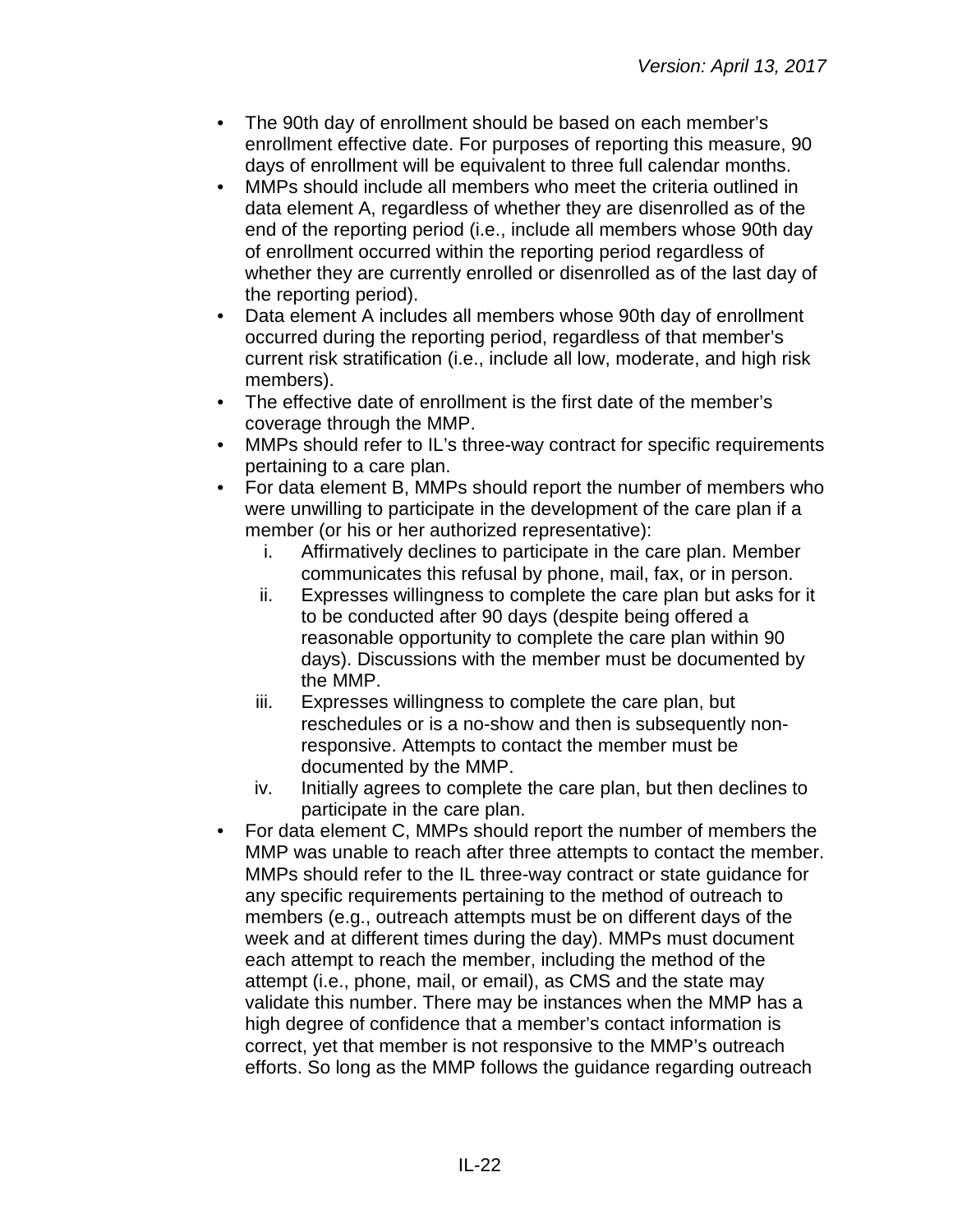- The 90th day of enrollment should be based on each member's enrollment effective date. For purposes of reporting this measure, 90 days of enrollment will be equivalent to three full calendar months.
- MMPs should include all members who meet the criteria outlined in data element A, regardless of whether they are disenrolled as of the end of the reporting period (i.e., include all members whose 90th day of enrollment occurred within the reporting period regardless of whether they are currently enrolled or disenrolled as of the last day of the reporting period).
- Data element A includes all members whose 90th day of enrollment occurred during the reporting period, regardless of that member's current risk stratification (i.e., include all low, moderate, and high risk members).
- The effective date of enrollment is the first date of the member's coverage through the MMP.
- MMPs should refer to IL's three-way contract for specific requirements pertaining to a care plan.
- For data element B, MMPs should report the number of members who were unwilling to participate in the development of the care plan if a member (or his or her authorized representative):
    i. Affirmatively declines to participate in the care plan. Member communicates this refusal by phone, mail, fax, or in person.
    ii. Expresses willingness to complete the care plan but asks for it to be conducted after 90 days (despite being offered a reasonable opportunity to complete the care plan within 90 days). Discussions with the member must be documented by the MMP.
    iii. Expresses willingness to complete the care plan, but reschedules or is a no-show and then is subsequently non-responsive. Attempts to contact the member must be documented by the MMP.
    iv. Initially agrees to complete the care plan, but then declines to participate in the care plan.
- For data element C, MMPs should report the number of members the MMP was unable to reach after three attempts to contact the member. MMPs should refer to the IL three-way contract or state guidance for any specific requirements pertaining to the method of outreach to members (e.g., outreach attempts must be on different days of the week and at different times during the day). MMPs must document each attempt to reach the member, including the method of the attempt (i.e., phone, mail, or email), as CMS and the state may validate this number. There may be instances when the MMP has a high degree of confidence that a member's contact information is correct, yet that member is not responsive to the MMP's outreach efforts. So long as the MMP follows the guidance regarding outreach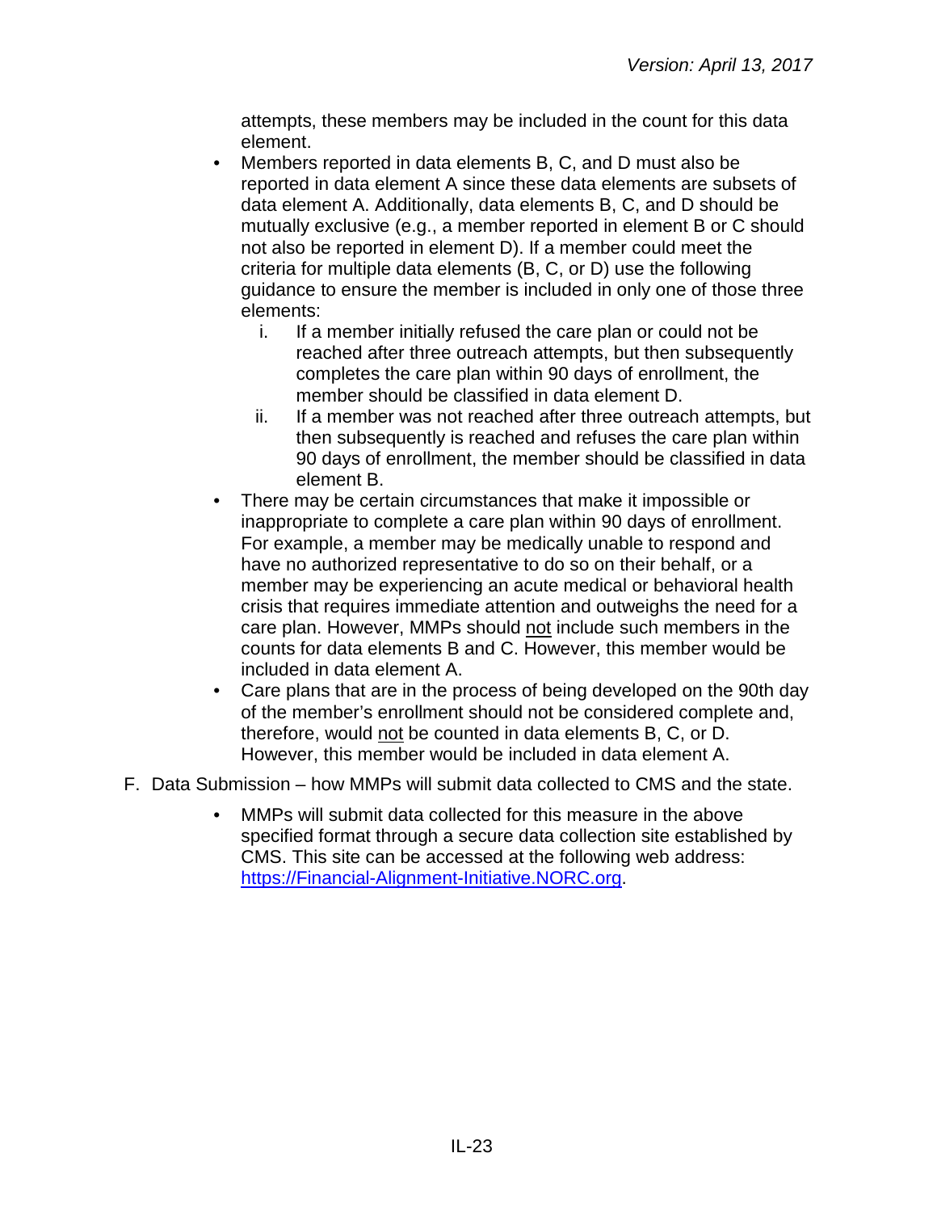attempts, these members may be included in the count for this data element.

- Members reported in data elements B, C, and D must also be reported in data element A since these data elements are subsets of data element A. Additionally, data elements B, C, and D should be mutually exclusive (e.g., a member reported in element B or C should not also be reported in element D). If a member could meet the criteria for multiple data elements (B, C, or D) use the following guidance to ensure the member is included in only one of those three elements:
    i. If a member initially refused the care plan or could not be reached after three outreach attempts, but then subsequently completes the care plan within 90 days of enrollment, the member should be classified in data element D.
    ii. If a member was not reached after three outreach attempts, but then subsequently is reached and refuses the care plan within 90 days of enrollment, the member should be classified in data element B.
- There may be certain circumstances that make it impossible or inappropriate to complete a care plan within 90 days of enrollment. For example, a member may be medically unable to respond and have no authorized representative to do so on their behalf, or a member may be experiencing an acute medical or behavioral health crisis that requires immediate attention and outweighs the need for a care plan. However, MMPs should <u>not</u> include such members in the counts for data elements B and C. However, this member would be included in data element A.
- Care plans that are in the process of being developed on the 90th day of the member's enrollment should not be considered complete and, therefore, would <u>not</u> be counted in data elements B, C, or D. However, this member would be included in data element A.

F. Data Submission – how MMPs will submit data collected to CMS and the state.

- MMPs will submit data collected for this measure in the above specified format through a secure data collection site established by CMS. This site can be accessed at the following web address: [https://Financial-Alignment-Initiative.NORC.org](https://Financial-Alignment-Initiative.NORC.org).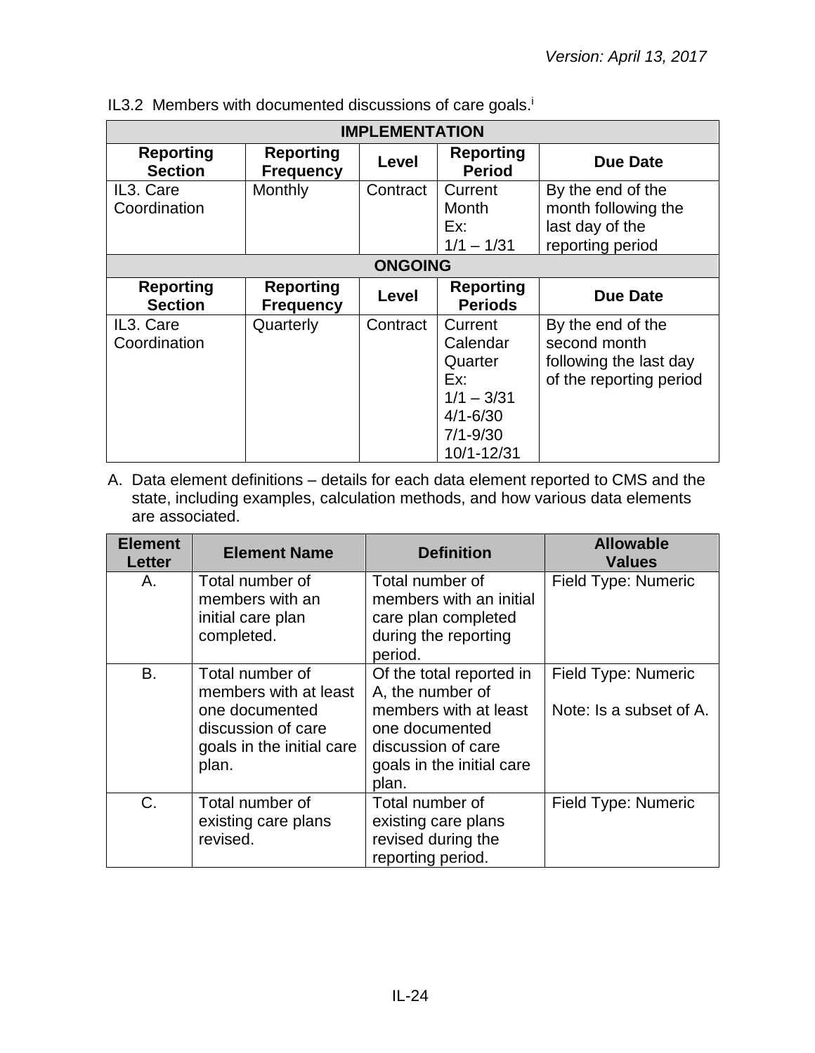IL3.2 Members with documented discussions of care goals.[i]

| IMPLEMENTATION | | | | |
|---|---|---|---|---|
| **Reporting Section** | **Reporting Frequency** | **Level** | **Reporting Period** | **Due Date** |
| IL3. Care Coordination | Monthly | Contract | Current Month<br>Ex:<br>1/1 – 1/31 | By the end of the month following the last day of the reporting period |
| **ONGOING** | | | | |
| **Reporting Section** | **Reporting Frequency** | **Level** | **Reporting Periods** | **Due Date** |
| IL3. Care Coordination | Quarterly | Contract | Current Calendar Quarter<br>Ex:<br>1/1 – 3/31<br>4/1-6/30<br>7/1-9/30<br>10/1-12/31 | By the end of the second month following the last day of the reporting period |

A. Data element definitions – details for each data element reported to CMS and the state, including examples, calculation methods, and how various data elements are associated.

| Element Letter | Element Name | Definition | Allowable Values |
|---|---|---|---|
| A. | Total number of members with an initial care plan completed. | Total number of members with an initial care plan completed during the reporting period. | Field Type: Numeric |
| B. | Total number of members with at least one documented discussion of care goals in the initial care plan. | Of the total reported in A, the number of members with at least one documented discussion of care goals in the initial care plan. | Field Type: Numeric<br><br>Note: Is a subset of A. |
| C. | Total number of existing care plans revised. | Total number of existing care plans revised during the reporting period. | Field Type: Numeric |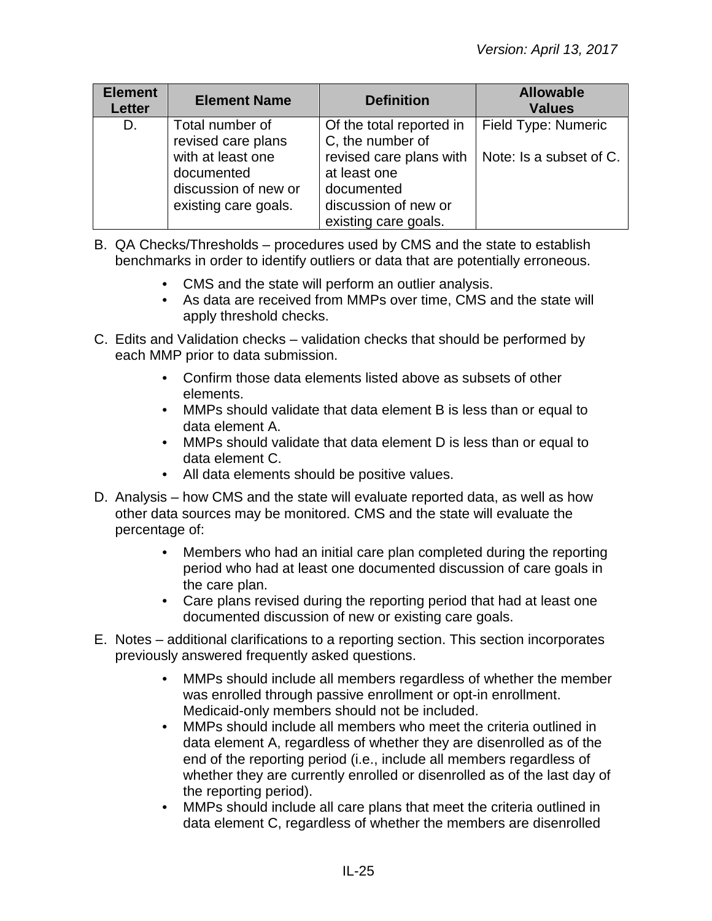| Element Letter | Element Name | Definition | Allowable Values |
| --- | --- | --- | --- |
| D. | Total number of revised care plans with at least one documented discussion of new or existing care goals. | Of the total reported in C, the number of revised care plans with at least one documented discussion of new or existing care goals. | Field Type: Numeric<br><br>Note: Is a subset of C. |

B. QA Checks/Thresholds – procedures used by CMS and the state to establish benchmarks in order to identify outliers or data that are potentially erroneous.

- CMS and the state will perform an outlier analysis.
- As data are received from MMPs over time, CMS and the state will apply threshold checks.

C. Edits and Validation checks – validation checks that should be performed by each MMP prior to data submission.

- Confirm those data elements listed above as subsets of other elements.
- MMPs should validate that data element B is less than or equal to data element A.
- MMPs should validate that data element D is less than or equal to data element C.
- All data elements should be positive values.

D. Analysis – how CMS and the state will evaluate reported data, as well as how other data sources may be monitored. CMS and the state will evaluate the percentage of:

- Members who had an initial care plan completed during the reporting period who had at least one documented discussion of care goals in the care plan.
- Care plans revised during the reporting period that had at least one documented discussion of new or existing care goals.

E. Notes – additional clarifications to a reporting section. This section incorporates previously answered frequently asked questions.

- MMPs should include all members regardless of whether the member was enrolled through passive enrollment or opt-in enrollment. Medicaid-only members should not be included.
- MMPs should include all members who meet the criteria outlined in data element A, regardless of whether they are disenrolled as of the end of the reporting period (i.e., include all members regardless of whether they are currently enrolled or disenrolled as of the last day of the reporting period).
- MMPs should include all care plans that meet the criteria outlined in data element C, regardless of whether the members are disenrolled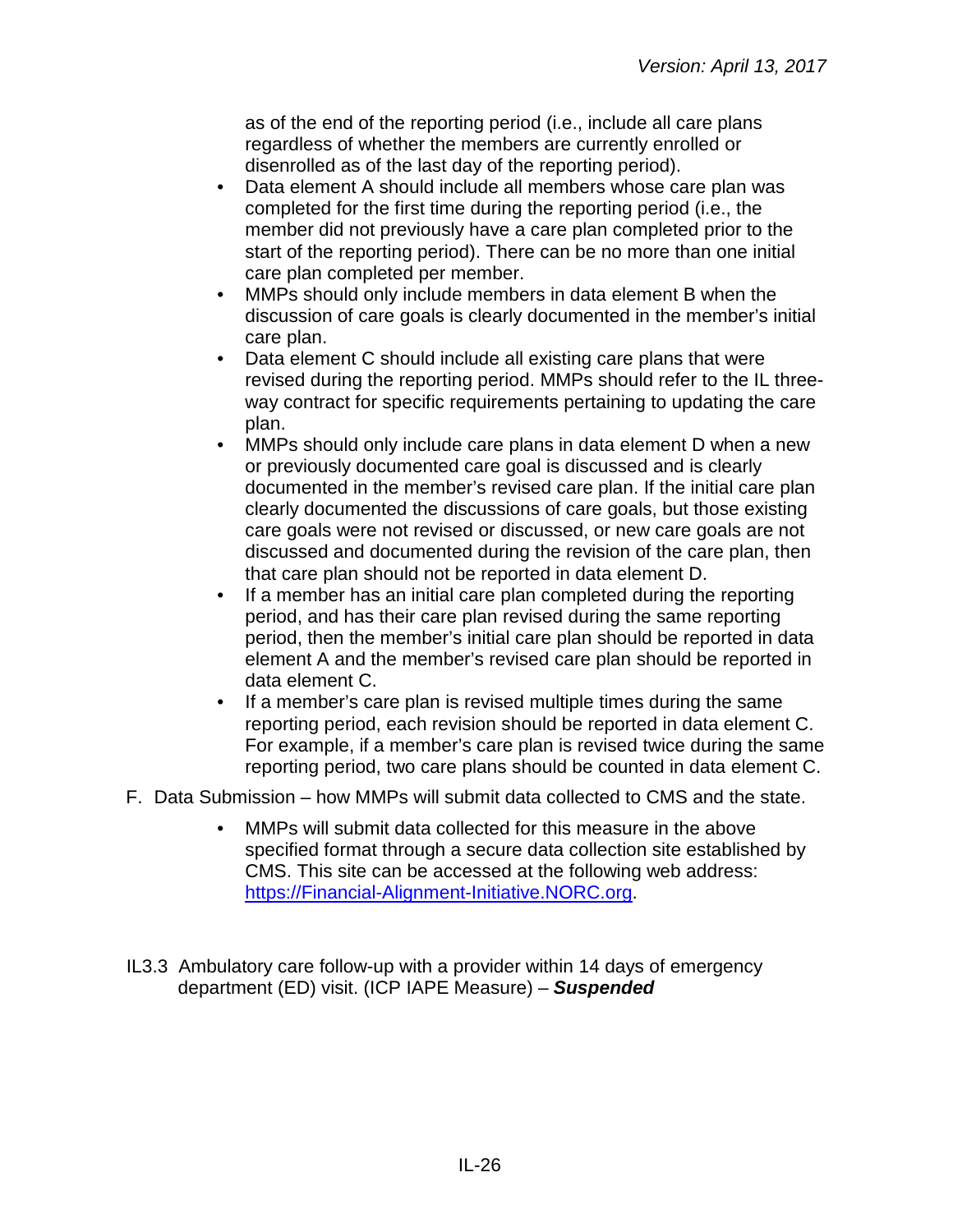as of the end of the reporting period (i.e., include all care plans regardless of whether the members are currently enrolled or disenrolled as of the last day of the reporting period).

- Data element A should include all members whose care plan was completed for the first time during the reporting period (i.e., the member did not previously have a care plan completed prior to the start of the reporting period). There can be no more than one initial care plan completed per member.
- MMPs should only include members in data element B when the discussion of care goals is clearly documented in the member's initial care plan.
- Data element C should include all existing care plans that were revised during the reporting period. MMPs should refer to the IL three-way contract for specific requirements pertaining to updating the care plan.
- MMPs should only include care plans in data element D when a new or previously documented care goal is discussed and is clearly documented in the member's revised care plan. If the initial care plan clearly documented the discussions of care goals, but those existing care goals were not revised or discussed, or new care goals are not discussed and documented during the revision of the care plan, then that care plan should not be reported in data element D.
- If a member has an initial care plan completed during the reporting period, and has their care plan revised during the same reporting period, then the member's initial care plan should be reported in data element A and the member's revised care plan should be reported in data element C.
- If a member's care plan is revised multiple times during the same reporting period, each revision should be reported in data element C. For example, if a member's care plan is revised twice during the same reporting period, two care plans should be counted in data element C.

F. Data Submission – how MMPs will submit data collected to CMS and the state.

- MMPs will submit data collected for this measure in the above specified format through a secure data collection site established by CMS. This site can be accessed at the following web address: [https://Financial-Alignment-Initiative.NORC.org](https://Financial-Alignment-Initiative.NORC.org).

IL3.3 Ambulatory care follow-up with a provider within 14 days of emergency department (ED) visit. (ICP IAPE Measure) – ***Suspended***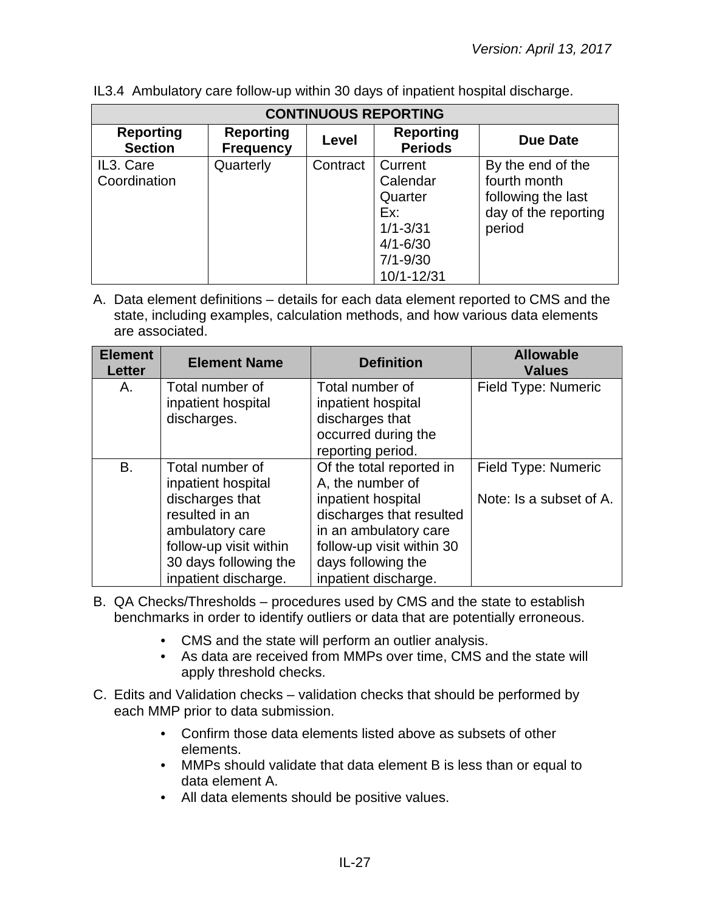IL3.4 Ambulatory care follow-up within 30 days of inpatient hospital discharge.

| CONTINUOUS REPORTING | | | | |
|---|---|---|---|---|
| **Reporting Section** | **Reporting Frequency** | **Level** | **Reporting Periods** | **Due Date** |
| IL3. Care Coordination | Quarterly | Contract | Current Calendar Quarter Ex: 1/1-3/31 4/1-6/30 7/1-9/30 10/1-12/31 | By the end of the fourth month following the last day of the reporting period |

A. Data element definitions – details for each data element reported to CMS and the state, including examples, calculation methods, and how various data elements are associated.

| Element Letter | Element Name | Definition | Allowable Values |
|---|---|---|---|
| A. | Total number of inpatient hospital discharges. | Total number of inpatient hospital discharges that occurred during the reporting period. | Field Type: Numeric |
| B. | Total number of inpatient hospital discharges that resulted in an ambulatory care follow-up visit within 30 days following the inpatient discharge. | Of the total reported in A, the number of inpatient hospital discharges that resulted in an ambulatory care follow-up visit within 30 days following the inpatient discharge. | Field Type: Numeric<br><br>Note: Is a subset of A. |

B. QA Checks/Thresholds – procedures used by CMS and the state to establish benchmarks in order to identify outliers or data that are potentially erroneous.

- CMS and the state will perform an outlier analysis.
- As data are received from MMPs over time, CMS and the state will apply threshold checks.

C. Edits and Validation checks – validation checks that should be performed by each MMP prior to data submission.

- Confirm those data elements listed above as subsets of other elements.
- MMPs should validate that data element B is less than or equal to data element A.
- All data elements should be positive values.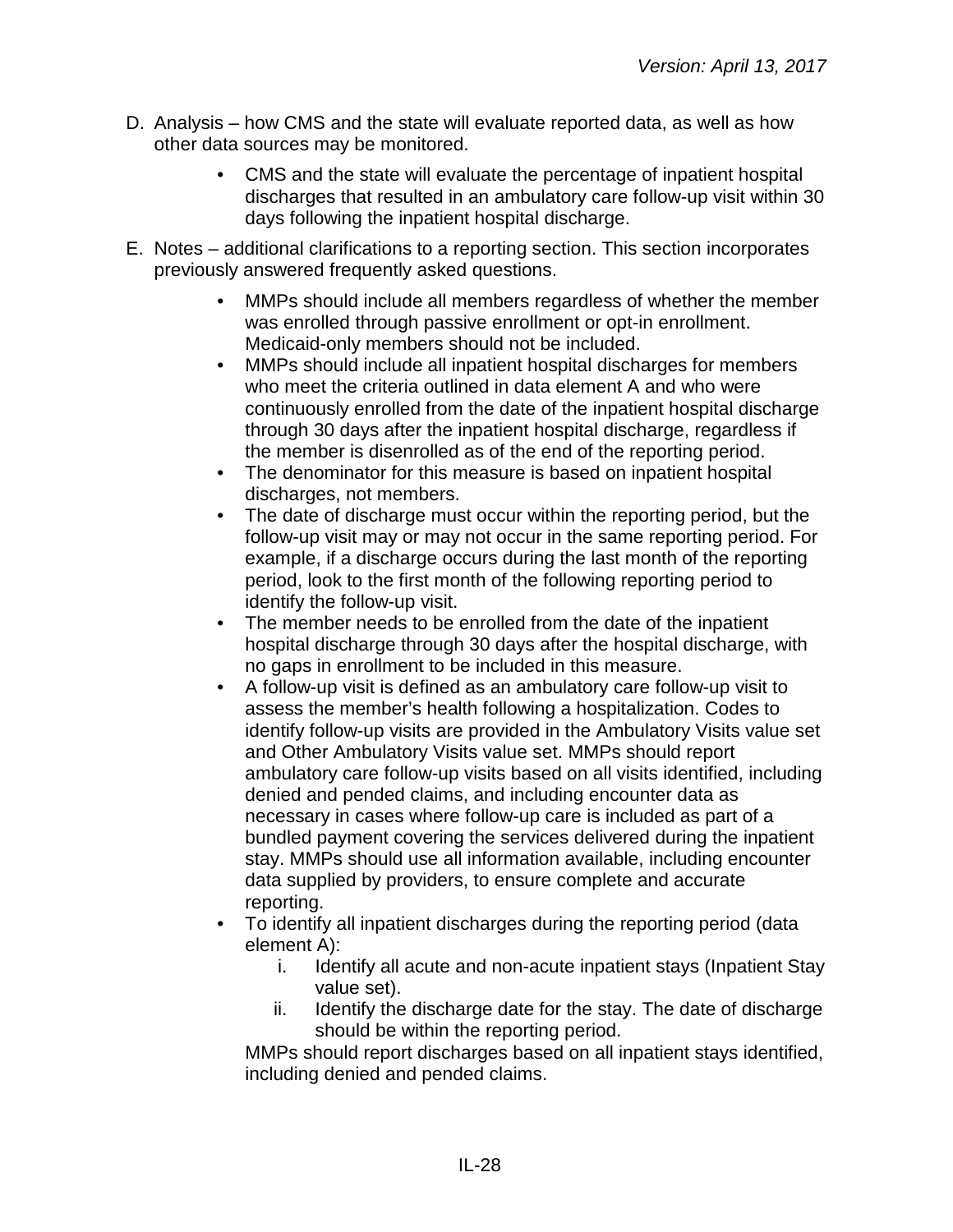D. Analysis – how CMS and the state will evaluate reported data, as well as how other data sources may be monitored.

- CMS and the state will evaluate the percentage of inpatient hospital discharges that resulted in an ambulatory care follow-up visit within 30 days following the inpatient hospital discharge.

E. Notes – additional clarifications to a reporting section. This section incorporates previously answered frequently asked questions.

- MMPs should include all members regardless of whether the member was enrolled through passive enrollment or opt-in enrollment. Medicaid-only members should not be included.
- MMPs should include all inpatient hospital discharges for members who meet the criteria outlined in data element A and who were continuously enrolled from the date of the inpatient hospital discharge through 30 days after the inpatient hospital discharge, regardless if the member is disenrolled as of the end of the reporting period.
- The denominator for this measure is based on inpatient hospital discharges, not members.
- The date of discharge must occur within the reporting period, but the follow-up visit may or may not occur in the same reporting period. For example, if a discharge occurs during the last month of the reporting period, look to the first month of the following reporting period to identify the follow-up visit.
- The member needs to be enrolled from the date of the inpatient hospital discharge through 30 days after the hospital discharge, with no gaps in enrollment to be included in this measure.
- A follow-up visit is defined as an ambulatory care follow-up visit to assess the member's health following a hospitalization. Codes to identify follow-up visits are provided in the Ambulatory Visits value set and Other Ambulatory Visits value set. MMPs should report ambulatory care follow-up visits based on all visits identified, including denied and pended claims, and including encounter data as necessary in cases where follow-up care is included as part of a bundled payment covering the services delivered during the inpatient stay. MMPs should use all information available, including encounter data supplied by providers, to ensure complete and accurate reporting.
- To identify all inpatient discharges during the reporting period (data element A):
    i. Identify all acute and non-acute inpatient stays (Inpatient Stay value set).
    ii. Identify the discharge date for the stay. The date of discharge should be within the reporting period.

  MMPs should report discharges based on all inpatient stays identified, including denied and pended claims.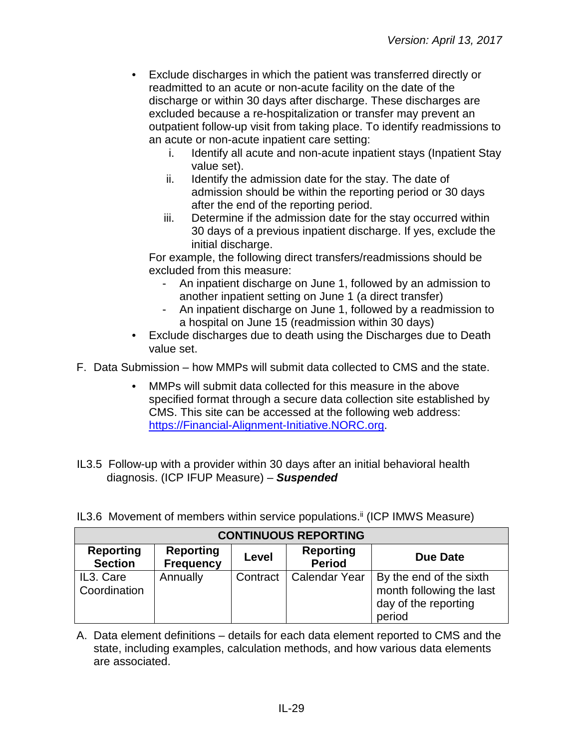- Exclude discharges in which the patient was transferred directly or readmitted to an acute or non-acute facility on the date of the discharge or within 30 days after discharge. These discharges are excluded because a re-hospitalization or transfer may prevent an outpatient follow-up visit from taking place. To identify readmissions to an acute or non-acute inpatient care setting:
    i. Identify all acute and non-acute inpatient stays (Inpatient Stay value set).
    ii. Identify the admission date for the stay. The date of admission should be within the reporting period or 30 days after the end of the reporting period.
    iii. Determine if the admission date for the stay occurred within 30 days of a previous inpatient discharge. If yes, exclude the initial discharge.

  For example, the following direct transfers/readmissions should be excluded from this measure:
    - An inpatient discharge on June 1, followed by an admission to another inpatient setting on June 1 (a direct transfer)
    - An inpatient discharge on June 1, followed by a readmission to a hospital on June 15 (readmission within 30 days)
- Exclude discharges due to death using the Discharges due to Death value set.

F. Data Submission – how MMPs will submit data collected to CMS and the state.

- MMPs will submit data collected for this measure in the above specified format through a secure data collection site established by CMS. This site can be accessed at the following web address: https://Financial-Alignment-Initiative.NORC.org.

IL3.5 Follow-up with a provider within 30 days after an initial behavioral health diagnosis. (ICP IFUP Measure) – ***Suspended***

IL3.6 Movement of members within service populations.[ii] (ICP IMWS Measure)

| CONTINUOUS REPORTING | | | | |
|---|---|---|---|---|
| **Reporting Section** | **Reporting Frequency** | **Level** | **Reporting Period** | **Due Date** |
| IL3. Care Coordination | Annually | Contract | Calendar Year | By the end of the sixth month following the last day of the reporting period |

A. Data element definitions – details for each data element reported to CMS and the state, including examples, calculation methods, and how various data elements are associated.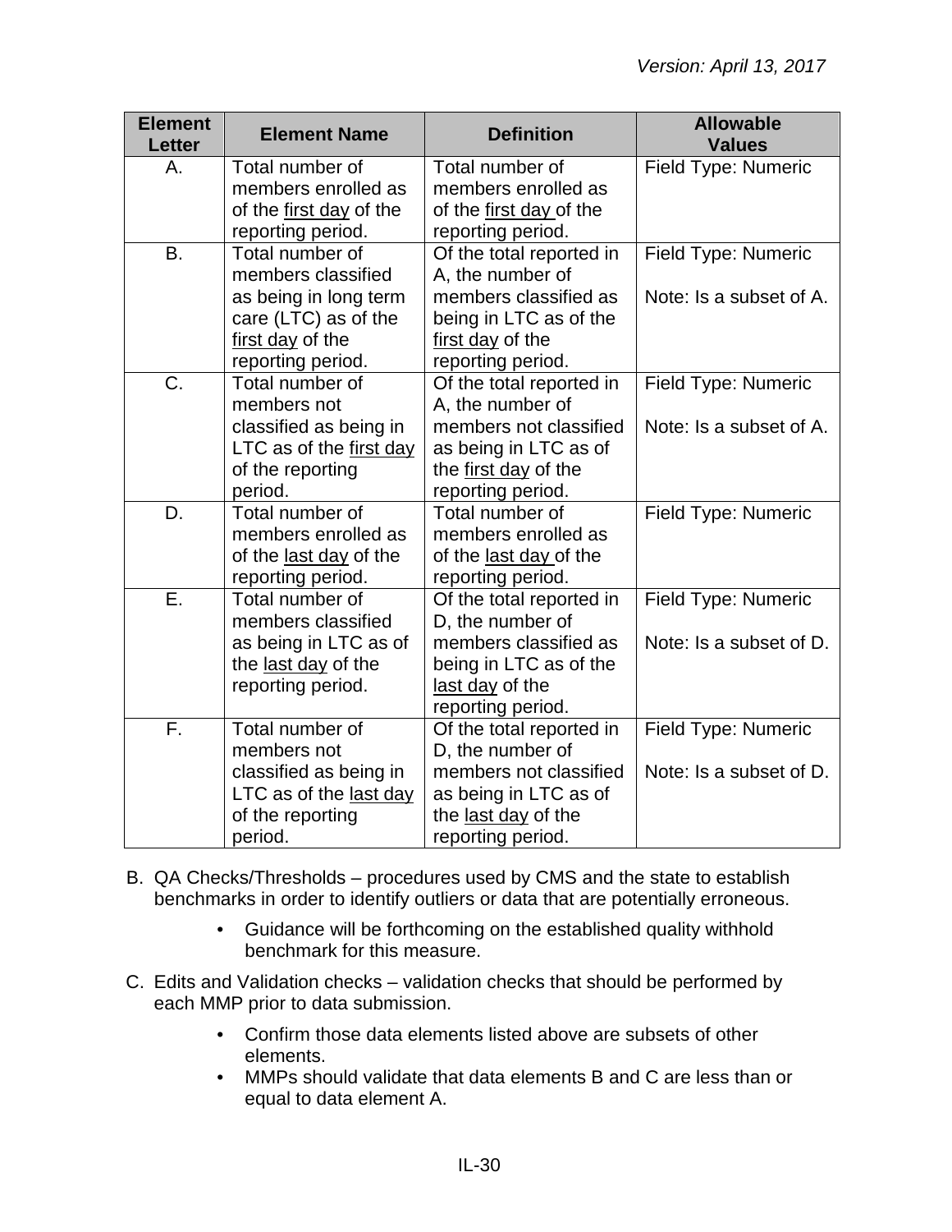| Element Letter | Element Name | Definition | Allowable Values |
| --- | --- | --- | --- |
| A. | Total number of members enrolled as of the first day of the reporting period. | Total number of members enrolled as of the first day of the reporting period. | Field Type: Numeric |
| B. | Total number of members classified as being in long term care (LTC) as of the first day of the reporting period. | Of the total reported in A, the number of members classified as being in LTC as of the first day of the reporting period. | Field Type: Numeric<br><br>Note: Is a subset of A. |
| C. | Total number of members not classified as being in LTC as of the first day of the reporting period. | Of the total reported in A, the number of members not classified as being in LTC as of the first day of the reporting period. | Field Type: Numeric<br><br>Note: Is a subset of A. |
| D. | Total number of members enrolled as of the last day of the reporting period. | Total number of members enrolled as of the last day of the reporting period. | Field Type: Numeric |
| E. | Total number of members classified as being in LTC as of the last day of the reporting period. | Of the total reported in D, the number of members classified as being in LTC as of the last day of the reporting period. | Field Type: Numeric<br><br>Note: Is a subset of D. |
| F. | Total number of members not classified as being in LTC as of the last day of the reporting period. | Of the total reported in D, the number of members not classified as being in LTC as of the last day of the reporting period. | Field Type: Numeric<br><br>Note: Is a subset of D. |

B. QA Checks/Thresholds – procedures used by CMS and the state to establish benchmarks in order to identify outliers or data that are potentially erroneous.

- Guidance will be forthcoming on the established quality withhold benchmark for this measure.

C. Edits and Validation checks – validation checks that should be performed by each MMP prior to data submission.

- Confirm those data elements listed above are subsets of other elements.
- MMPs should validate that data elements B and C are less than or equal to data element A.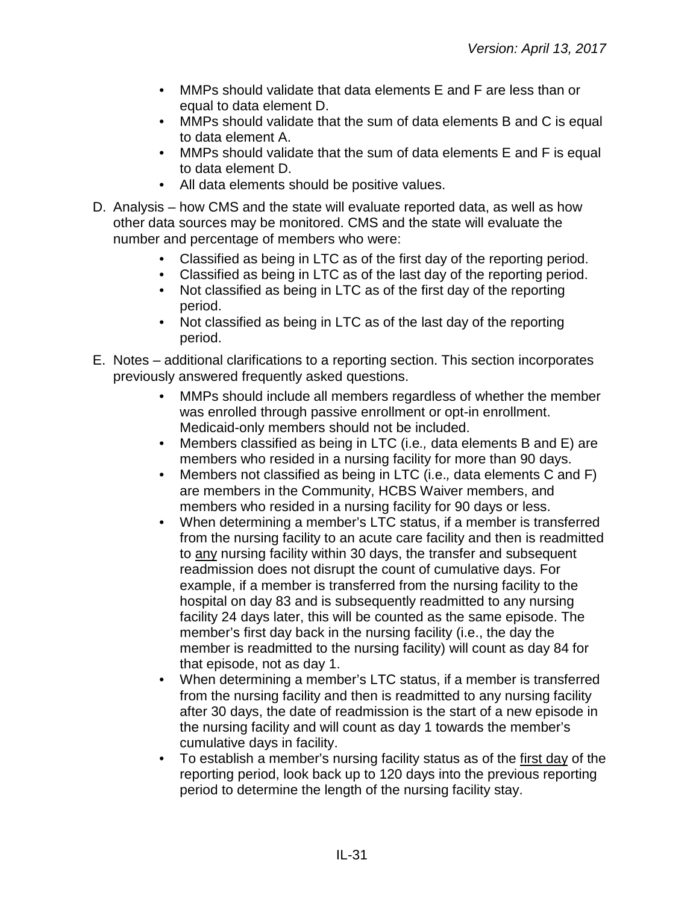- MMPs should validate that data elements E and F are less than or equal to data element D.
- MMPs should validate that the sum of data elements B and C is equal to data element A.
- MMPs should validate that the sum of data elements E and F is equal to data element D.
- All data elements should be positive values.

D. Analysis – how CMS and the state will evaluate reported data, as well as how other data sources may be monitored. CMS and the state will evaluate the number and percentage of members who were:

- Classified as being in LTC as of the first day of the reporting period.
- Classified as being in LTC as of the last day of the reporting period.
- Not classified as being in LTC as of the first day of the reporting period.
- Not classified as being in LTC as of the last day of the reporting period.

E. Notes – additional clarifications to a reporting section. This section incorporates previously answered frequently asked questions.

- MMPs should include all members regardless of whether the member was enrolled through passive enrollment or opt-in enrollment. Medicaid-only members should not be included.
- Members classified as being in LTC (i.e*.,* data elements B and E) are members who resided in a nursing facility for more than 90 days.
- Members not classified as being in LTC (i.e*.,* data elements C and F) are members in the Community, HCBS Waiver members, and members who resided in a nursing facility for 90 days or less.
- When determining a member's LTC status, if a member is transferred from the nursing facility to an acute care facility and then is readmitted to <u>any</u> nursing facility within 30 days, the transfer and subsequent readmission does not disrupt the count of cumulative days. For example, if a member is transferred from the nursing facility to the hospital on day 83 and is subsequently readmitted to any nursing facility 24 days later, this will be counted as the same episode. The member's first day back in the nursing facility (i.e., the day the member is readmitted to the nursing facility) will count as day 84 for that episode, not as day 1.
- When determining a member's LTC status, if a member is transferred from the nursing facility and then is readmitted to any nursing facility after 30 days, the date of readmission is the start of a new episode in the nursing facility and will count as day 1 towards the member's cumulative days in facility.
- To establish a member's nursing facility status as of the <u>first day</u> of the reporting period, look back up to 120 days into the previous reporting period to determine the length of the nursing facility stay.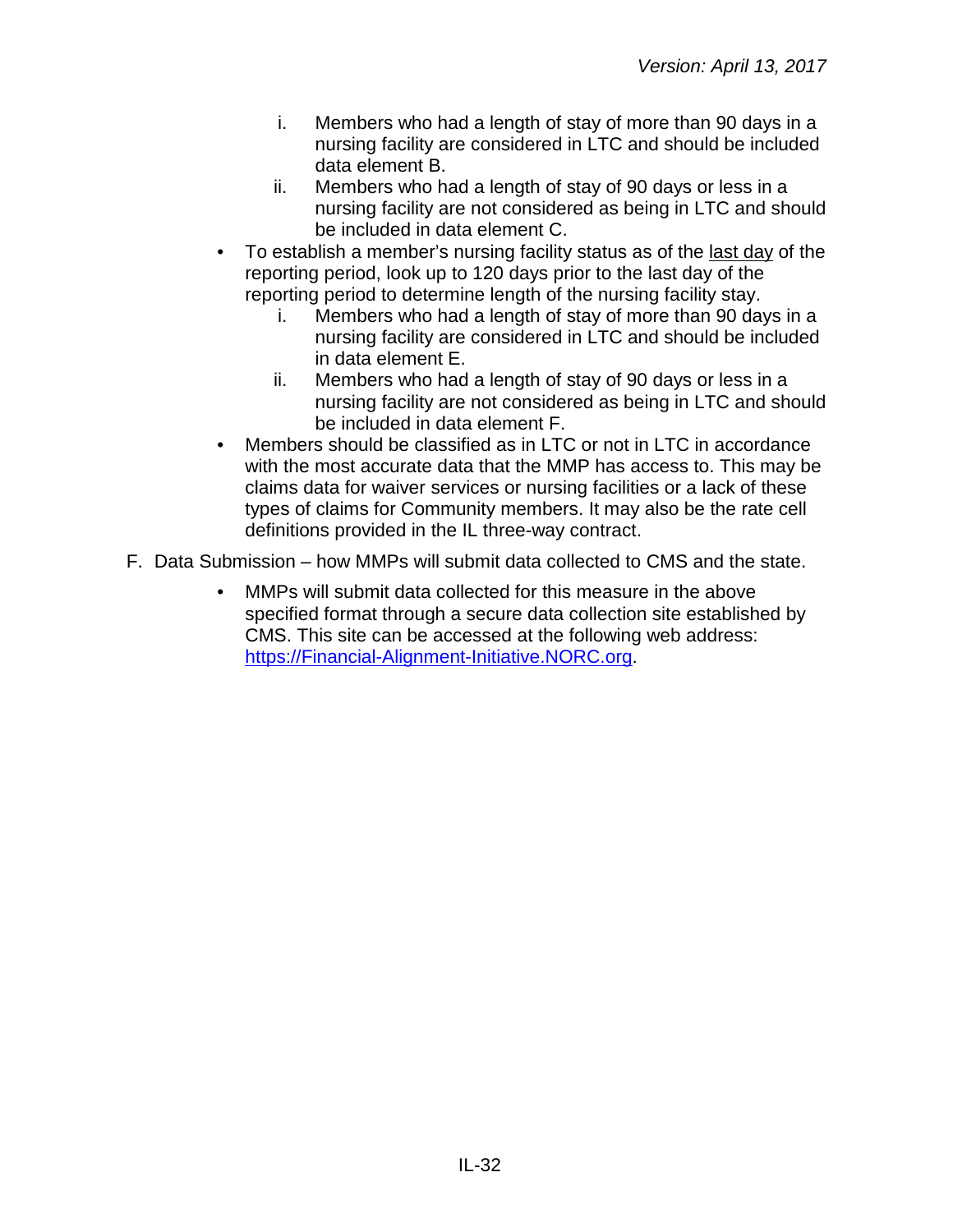i. Members who had a length of stay of more than 90 days in a nursing facility are considered in LTC and should be included data element B.
   ii. Members who had a length of stay of 90 days or less in a nursing facility are not considered as being in LTC and should be included in data element C.
- To establish a member's nursing facility status as of the last day of the reporting period, look up to 120 days prior to the last day of the reporting period to determine length of the nursing facility stay.
   i. Members who had a length of stay of more than 90 days in a nursing facility are considered in LTC and should be included in data element E.
   ii. Members who had a length of stay of 90 days or less in a nursing facility are not considered as being in LTC and should be included in data element F.
- Members should be classified as in LTC or not in LTC in accordance with the most accurate data that the MMP has access to. This may be claims data for waiver services or nursing facilities or a lack of these types of claims for Community members. It may also be the rate cell definitions provided in the IL three-way contract.

F. Data Submission – how MMPs will submit data collected to CMS and the state.

- MMPs will submit data collected for this measure in the above specified format through a secure data collection site established by CMS. This site can be accessed at the following web address: https://Financial-Alignment-Initiative.NORC.org.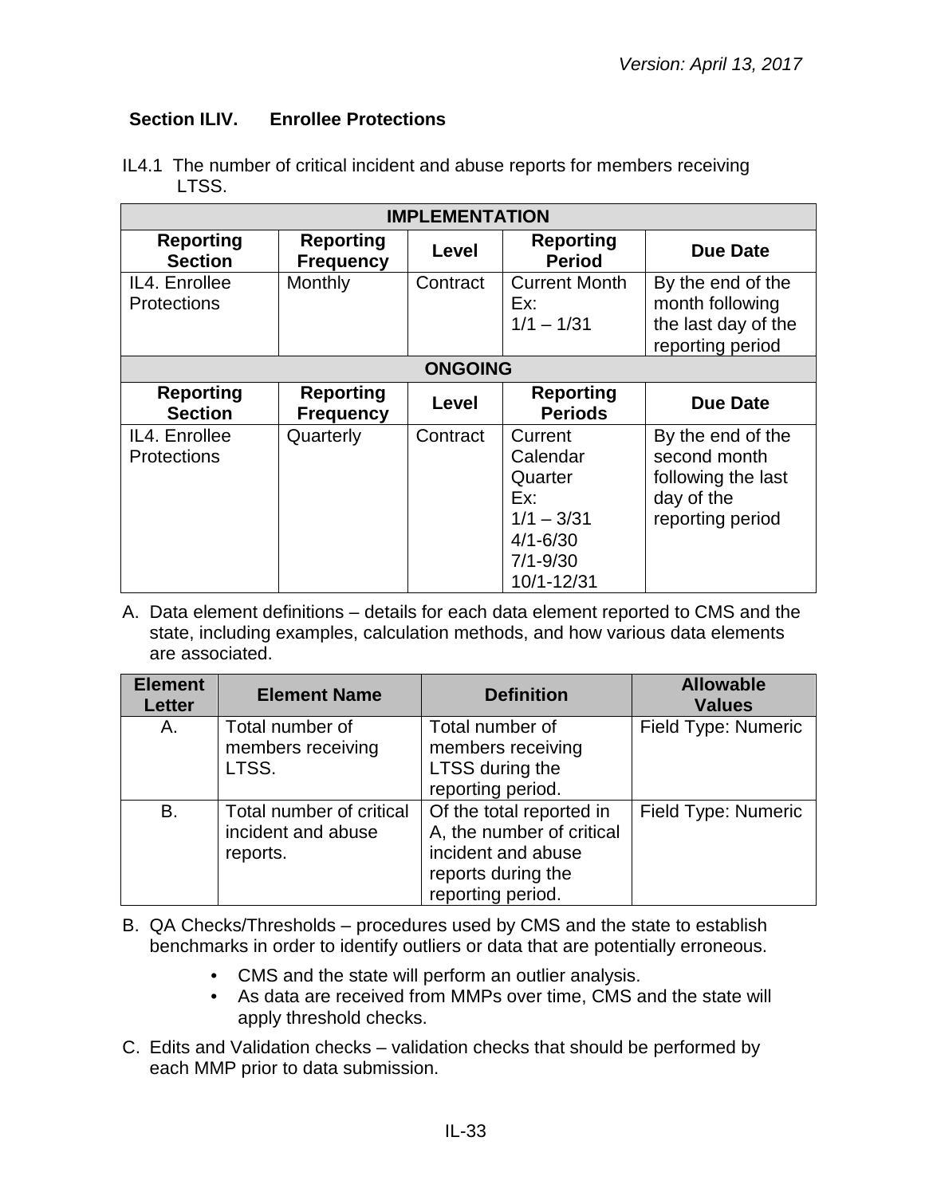### Section ILIV. Enrollee Protections

IL4.1 The number of critical incident and abuse reports for members receiving LTSS.

| IMPLEMENTATION | | | | |
|---|---|---|---|---|
| **Reporting Section** | **Reporting Frequency** | **Level** | **Reporting Period** | **Due Date** |
| IL4. Enrollee Protections | Monthly | Contract | Current Month Ex: 1/1 – 1/31 | By the end of the month following the last day of the reporting period |
| **ONGOING** | | | | |
| **Reporting Section** | **Reporting Frequency** | **Level** | **Reporting Periods** | **Due Date** |
| IL4. Enrollee Protections | Quarterly | Contract | Current Calendar Quarter Ex: 1/1 – 3/31 4/1-6/30 7/1-9/30 10/1-12/31 | By the end of the second month following the last day of the reporting period |

A. Data element definitions – details for each data element reported to CMS and the state, including examples, calculation methods, and how various data elements are associated.

| Element Letter | Element Name | Definition | Allowable Values |
|---|---|---|---|
| A. | Total number of members receiving LTSS. | Total number of members receiving LTSS during the reporting period. | Field Type: Numeric |
| B. | Total number of critical incident and abuse reports. | Of the total reported in A, the number of critical incident and abuse reports during the reporting period. | Field Type: Numeric |

B. QA Checks/Thresholds – procedures used by CMS and the state to establish benchmarks in order to identify outliers or data that are potentially erroneous.

- CMS and the state will perform an outlier analysis.
- As data are received from MMPs over time, CMS and the state will apply threshold checks.

C. Edits and Validation checks – validation checks that should be performed by each MMP prior to data submission.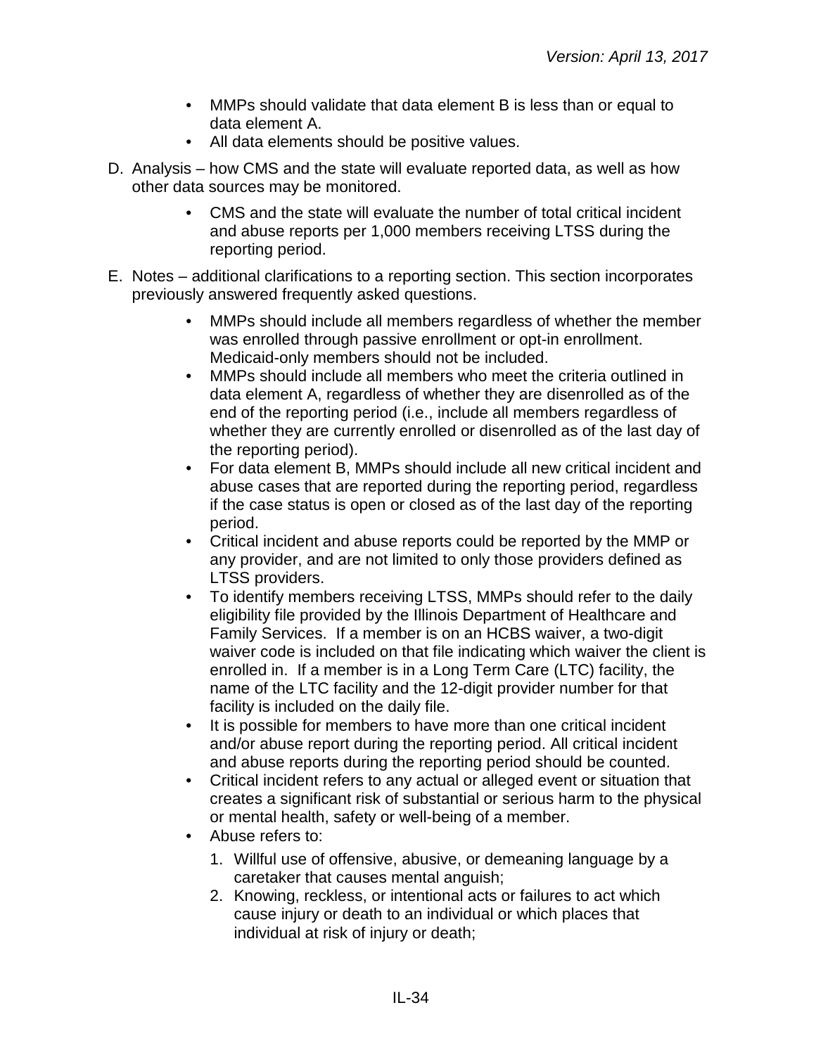- MMPs should validate that data element B is less than or equal to data element A.
- All data elements should be positive values.

D. Analysis – how CMS and the state will evaluate reported data, as well as how other data sources may be monitored.

- CMS and the state will evaluate the number of total critical incident and abuse reports per 1,000 members receiving LTSS during the reporting period.

E. Notes – additional clarifications to a reporting section. This section incorporates previously answered frequently asked questions.

- MMPs should include all members regardless of whether the member was enrolled through passive enrollment or opt-in enrollment. Medicaid-only members should not be included.
- MMPs should include all members who meet the criteria outlined in data element A, regardless of whether they are disenrolled as of the end of the reporting period (i.e., include all members regardless of whether they are currently enrolled or disenrolled as of the last day of the reporting period).
- For data element B, MMPs should include all new critical incident and abuse cases that are reported during the reporting period, regardless if the case status is open or closed as of the last day of the reporting period.
- Critical incident and abuse reports could be reported by the MMP or any provider, and are not limited to only those providers defined as LTSS providers.
- To identify members receiving LTSS, MMPs should refer to the daily eligibility file provided by the Illinois Department of Healthcare and Family Services. If a member is on an HCBS waiver, a two-digit waiver code is included on that file indicating which waiver the client is enrolled in. If a member is in a Long Term Care (LTC) facility, the name of the LTC facility and the 12-digit provider number for that facility is included on the daily file.
- It is possible for members to have more than one critical incident and/or abuse report during the reporting period. All critical incident and abuse reports during the reporting period should be counted.
- Critical incident refers to any actual or alleged event or situation that creates a significant risk of substantial or serious harm to the physical or mental health, safety or well-being of a member.
- Abuse refers to:
  1. Willful use of offensive, abusive, or demeaning language by a caretaker that causes mental anguish;
  2. Knowing, reckless, or intentional acts or failures to act which cause injury or death to an individual or which places that individual at risk of injury or death;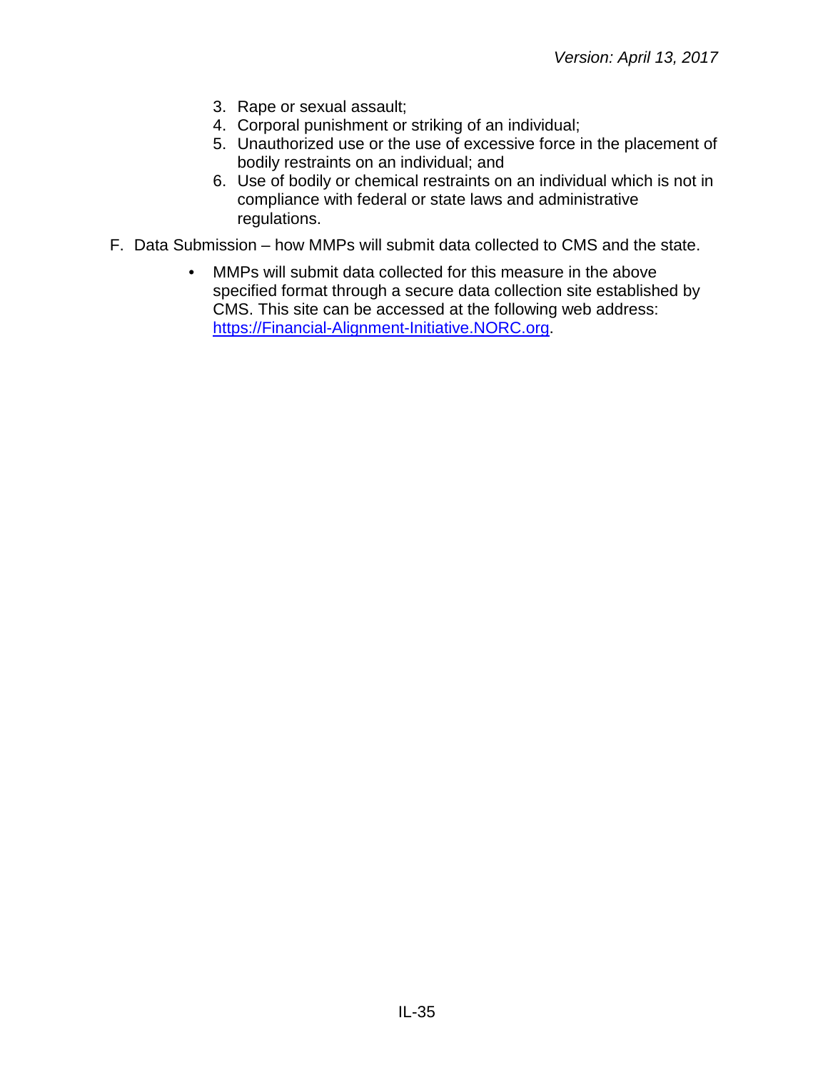3. Rape or sexual assault;
4. Corporal punishment or striking of an individual;
5. Unauthorized use or the use of excessive force in the placement of bodily restraints on an individual; and
6. Use of bodily or chemical restraints on an individual which is not in compliance with federal or state laws and administrative regulations.

F. Data Submission – how MMPs will submit data collected to CMS and the state.

- MMPs will submit data collected for this measure in the above specified format through a secure data collection site established by CMS. This site can be accessed at the following web address: [https://Financial-Alignment-Initiative.NORC.org](https://Financial-Alignment-Initiative.NORC.org).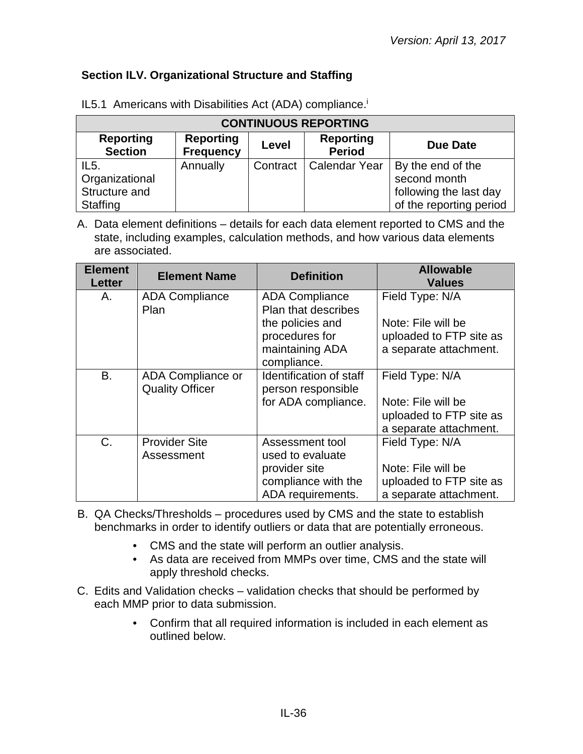### Section ILV. Organizational Structure and Staffing

IL5.1 Americans with Disabilities Act (ADA) compliance.[i]

| CONTINUOUS REPORTING | | | | |
|---|---|---|---|---|
| **Reporting Section** | **Reporting Frequency** | **Level** | **Reporting Period** | **Due Date** |
| IL5. Organizational Structure and Staffing | Annually | Contract | Calendar Year | By the end of the second month following the last day of the reporting period |

A. Data element definitions – details for each data element reported to CMS and the state, including examples, calculation methods, and how various data elements are associated.

| Element Letter | Element Name | Definition | Allowable Values |
|---|---|---|---|
| A. | ADA Compliance Plan | ADA Compliance Plan that describes the policies and procedures for maintaining ADA compliance. | Field Type: N/A<br><br>Note: File will be uploaded to FTP site as a separate attachment. |
| B. | ADA Compliance or Quality Officer | Identification of staff person responsible for ADA compliance. | Field Type: N/A<br><br>Note: File will be uploaded to FTP site as a separate attachment. |
| C. | Provider Site Assessment | Assessment tool used to evaluate provider site compliance with the ADA requirements. | Field Type: N/A<br><br>Note: File will be uploaded to FTP site as a separate attachment. |

B. QA Checks/Thresholds – procedures used by CMS and the state to establish benchmarks in order to identify outliers or data that are potentially erroneous.

- CMS and the state will perform an outlier analysis.
- As data are received from MMPs over time, CMS and the state will apply threshold checks.

C. Edits and Validation checks – validation checks that should be performed by each MMP prior to data submission.

- Confirm that all required information is included in each element as outlined below.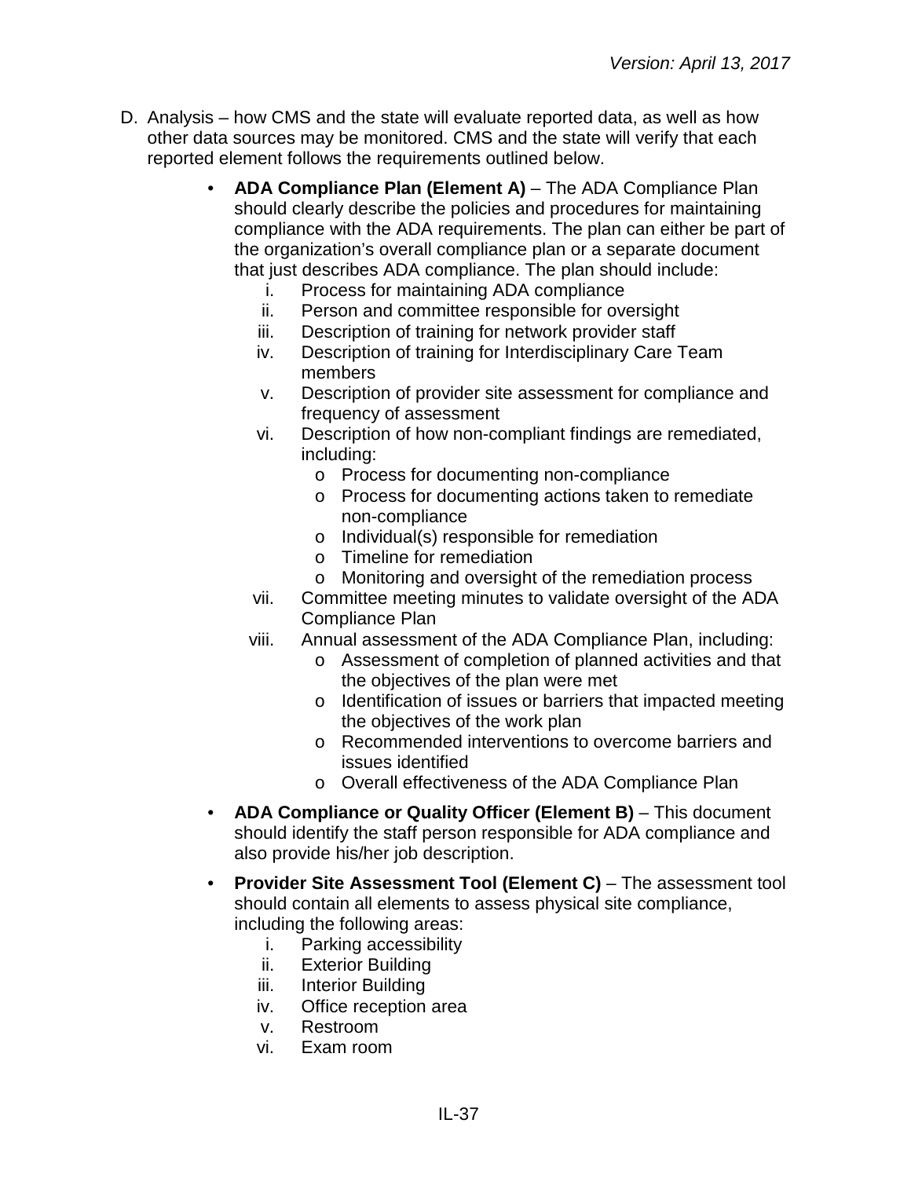D. Analysis – how CMS and the state will evaluate reported data, as well as how other data sources may be monitored. CMS and the state will verify that each reported element follows the requirements outlined below.

- **ADA Compliance Plan (Element A)** – The ADA Compliance Plan should clearly describe the policies and procedures for maintaining compliance with the ADA requirements. The plan can either be part of the organization's overall compliance plan or a separate document that just describes ADA compliance. The plan should include:
    i. Process for maintaining ADA compliance
    ii. Person and committee responsible for oversight
    iii. Description of training for network provider staff
    iv. Description of training for Interdisciplinary Care Team members
    v. Description of provider site assessment for compliance and frequency of assessment
    vi. Description of how non-compliant findings are remediated, including:
        - Process for documenting non-compliance
        - Process for documenting actions taken to remediate non-compliance
        - Individual(s) responsible for remediation
        - Timeline for remediation
        - Monitoring and oversight of the remediation process
    vii. Committee meeting minutes to validate oversight of the ADA Compliance Plan
    viii. Annual assessment of the ADA Compliance Plan, including:
        - Assessment of completion of planned activities and that the objectives of the plan were met
        - Identification of issues or barriers that impacted meeting the objectives of the work plan
        - Recommended interventions to overcome barriers and issues identified
        - Overall effectiveness of the ADA Compliance Plan
- **ADA Compliance or Quality Officer (Element B)** – This document should identify the staff person responsible for ADA compliance and also provide his/her job description.
- **Provider Site Assessment Tool (Element C)** – The assessment tool should contain all elements to assess physical site compliance, including the following areas:
    i. Parking accessibility
    ii. Exterior Building
    iii. Interior Building
    iv. Office reception area
    v. Restroom
    vi. Exam room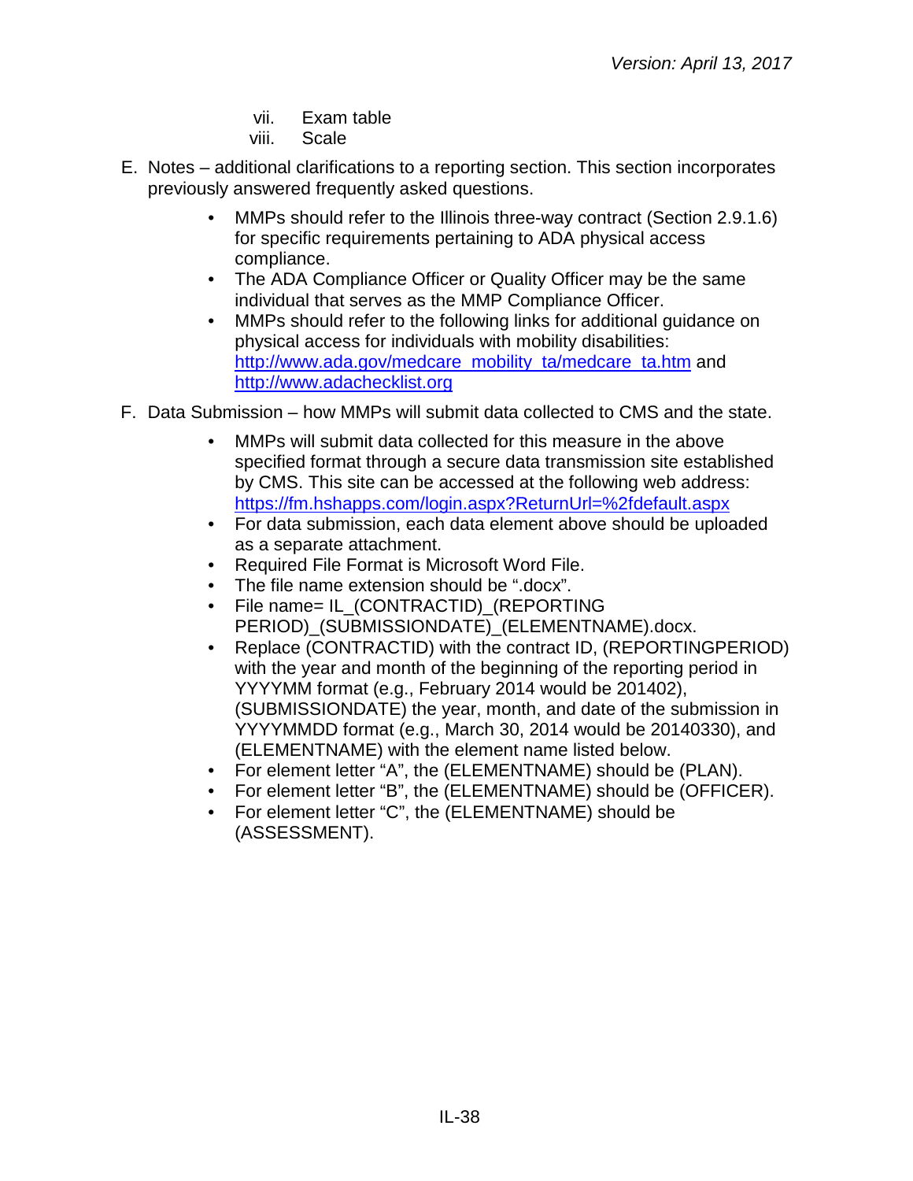vii. Exam table

viii. Scale

E. Notes – additional clarifications to a reporting section. This section incorporates previously answered frequently asked questions.

- MMPs should refer to the Illinois three-way contract (Section 2.9.1.6) for specific requirements pertaining to ADA physical access compliance.
- The ADA Compliance Officer or Quality Officer may be the same individual that serves as the MMP Compliance Officer.
- MMPs should refer to the following links for additional guidance on physical access for individuals with mobility disabilities: [http://www.ada.gov/medcare_mobility_ta/medcare_ta.htm](http://www.ada.gov/medcare_mobility_ta/medcare_ta.htm) and [http://www.adachecklist.org](http://www.adachecklist.org)

F. Data Submission – how MMPs will submit data collected to CMS and the state.

- MMPs will submit data collected for this measure in the above specified format through a secure data transmission site established by CMS. This site can be accessed at the following web address: [https://fm.hshapps.com/login.aspx?ReturnUrl=%2fdefault.aspx](https://fm.hshapps.com/login.aspx?ReturnUrl=%2fdefault.aspx)
- For data submission, each data element above should be uploaded as a separate attachment.
- Required File Format is Microsoft Word File.
- The file name extension should be ".docx".
- File name= IL_(CONTRACTID)_(REPORTING PERIOD)_(SUBMISSIONDATE)_(ELEMENTNAME).docx.
- Replace (CONTRACTID) with the contract ID, (REPORTINGPERIOD) with the year and month of the beginning of the reporting period in YYYYMM format (e.g., February 2014 would be 201402), (SUBMISSIONDATE) the year, month, and date of the submission in YYYYMMDD format (e.g., March 30, 2014 would be 20140330), and (ELEMENTNAME) with the element name listed below.
- For element letter "A", the (ELEMENTNAME) should be (PLAN).
- For element letter "B", the (ELEMENTNAME) should be (OFFICER).
- For element letter "C", the (ELEMENTNAME) should be (ASSESSMENT).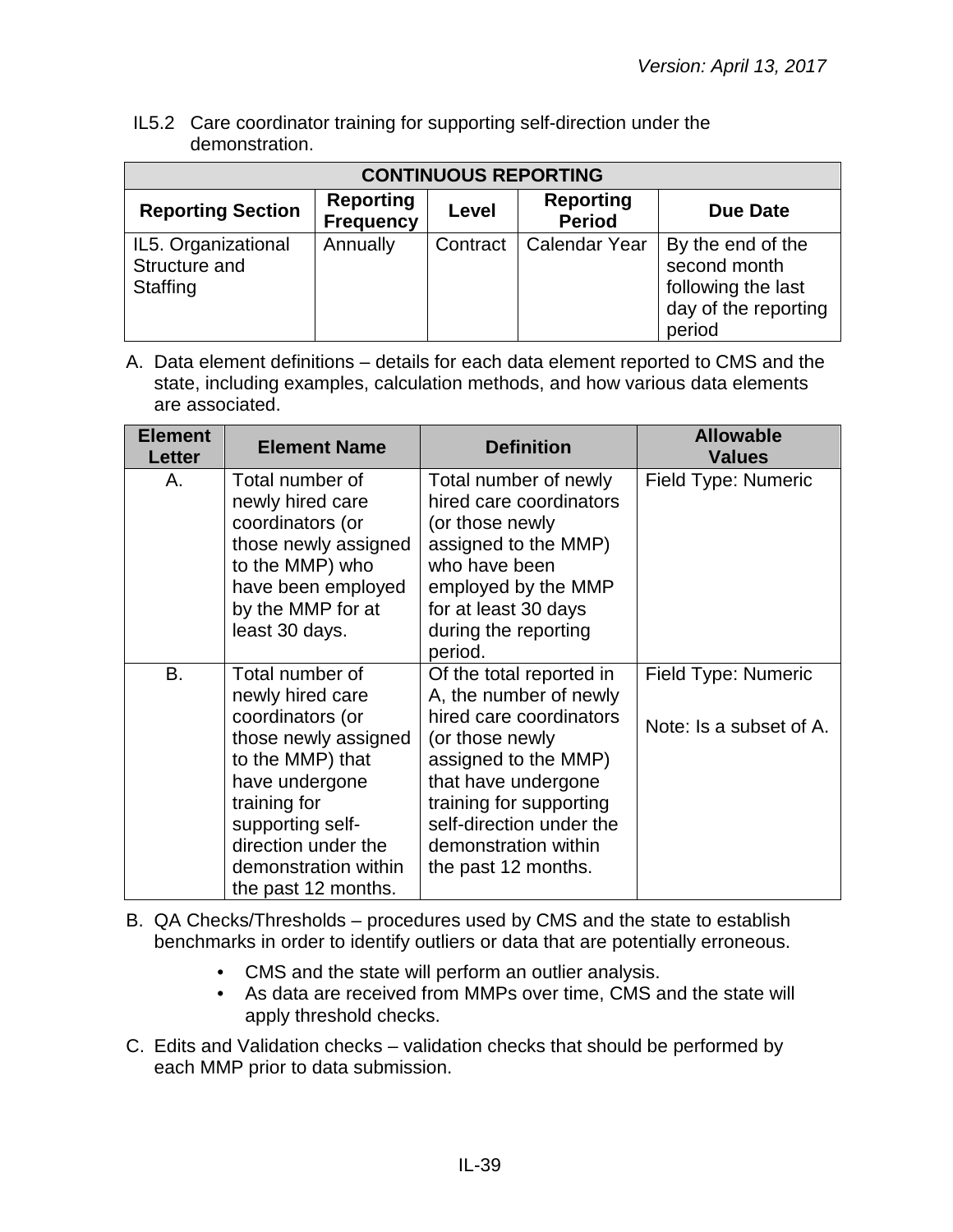IL5.2 Care coordinator training for supporting self-direction under the demonstration.

| CONTINUOUS REPORTING | | | | |
|---|---|---|---|---|
| **Reporting Section** | **Reporting Frequency** | **Level** | **Reporting Period** | **Due Date** |
| IL5. Organizational Structure and Staffing | Annually | Contract | Calendar Year | By the end of the second month following the last day of the reporting period |

A. Data element definitions – details for each data element reported to CMS and the state, including examples, calculation methods, and how various data elements are associated.

| Element Letter | Element Name | Definition | Allowable Values |
|---|---|---|---|
| A. | Total number of newly hired care coordinators (or those newly assigned to the MMP) who have been employed by the MMP for at least 30 days. | Total number of newly hired care coordinators (or those newly assigned to the MMP) who have been employed by the MMP for at least 30 days during the reporting period. | Field Type: Numeric |
| B. | Total number of newly hired care coordinators (or those newly assigned to the MMP) that have undergone training for supporting self-direction under the demonstration within the past 12 months. | Of the total reported in A, the number of newly hired care coordinators (or those newly assigned to the MMP) that have undergone training for supporting self-direction under the demonstration within the past 12 months. | Field Type: Numeric<br><br>Note: Is a subset of A. |

B. QA Checks/Thresholds – procedures used by CMS and the state to establish benchmarks in order to identify outliers or data that are potentially erroneous.

- CMS and the state will perform an outlier analysis.
- As data are received from MMPs over time, CMS and the state will apply threshold checks.

C. Edits and Validation checks – validation checks that should be performed by each MMP prior to data submission.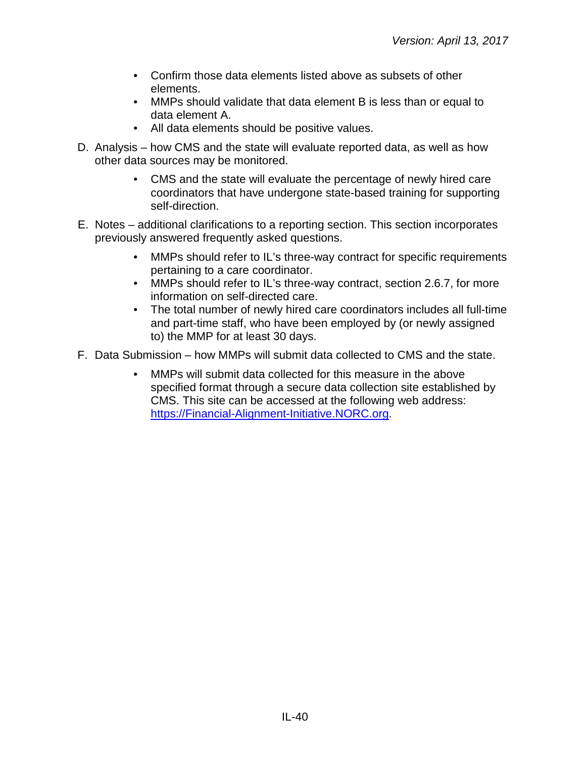- Confirm those data elements listed above as subsets of other elements.
- MMPs should validate that data element B is less than or equal to data element A.
- All data elements should be positive values.

D. Analysis – how CMS and the state will evaluate reported data, as well as how other data sources may be monitored.

- CMS and the state will evaluate the percentage of newly hired care coordinators that have undergone state-based training for supporting self-direction.

E. Notes – additional clarifications to a reporting section. This section incorporates previously answered frequently asked questions.

- MMPs should refer to IL's three-way contract for specific requirements pertaining to a care coordinator.
- MMPs should refer to IL's three-way contract, section 2.6.7, for more information on self-directed care.
- The total number of newly hired care coordinators includes all full-time and part-time staff, who have been employed by (or newly assigned to) the MMP for at least 30 days.

F. Data Submission – how MMPs will submit data collected to CMS and the state.

- MMPs will submit data collected for this measure in the above specified format through a secure data collection site established by CMS. This site can be accessed at the following web address: [https://Financial-Alignment-Initiative.NORC.org](https://Financial-Alignment-Initiative.NORC.org).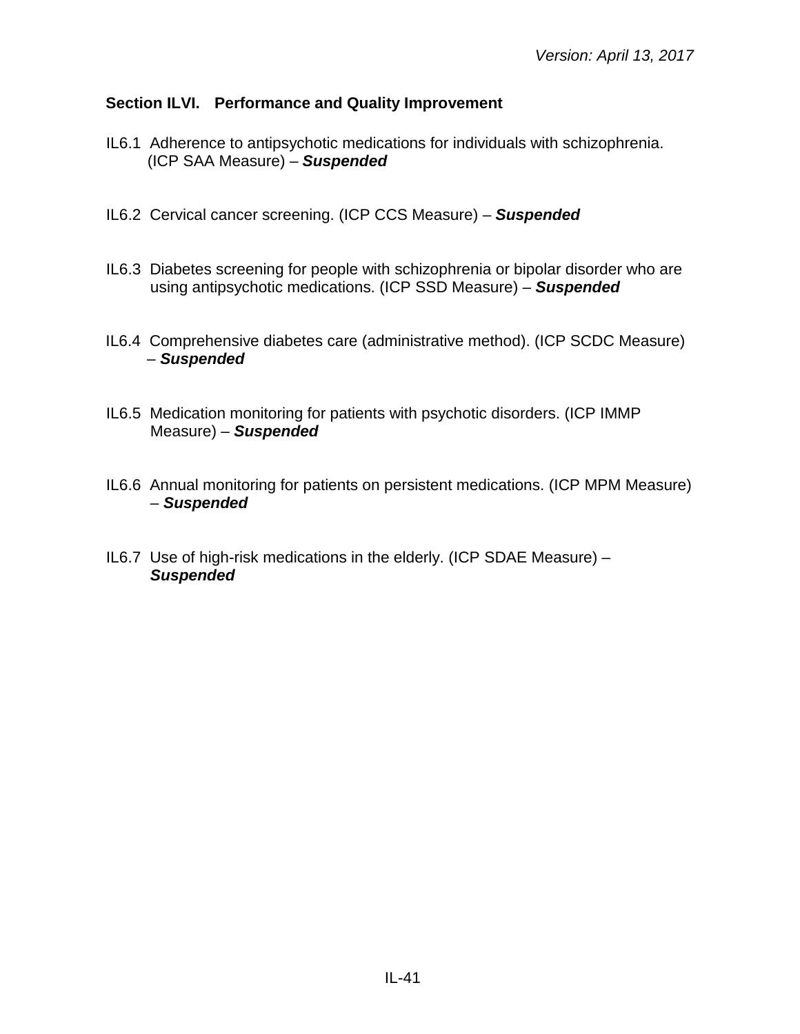### Section ILVI. Performance and Quality Improvement

IL6.1 Adherence to antipsychotic medications for individuals with schizophrenia. (ICP SAA Measure) – ***Suspended***

IL6.2 Cervical cancer screening. (ICP CCS Measure) – ***Suspended***

IL6.3 Diabetes screening for people with schizophrenia or bipolar disorder who are using antipsychotic medications. (ICP SSD Measure) – ***Suspended***

IL6.4 Comprehensive diabetes care (administrative method). (ICP SCDC Measure) – ***Suspended***

IL6.5 Medication monitoring for patients with psychotic disorders. (ICP IMMP Measure) – ***Suspended***

IL6.6 Annual monitoring for patients on persistent medications. (ICP MPM Measure) – ***Suspended***

IL6.7 Use of high-risk medications in the elderly. (ICP SDAE Measure) – ***Suspended***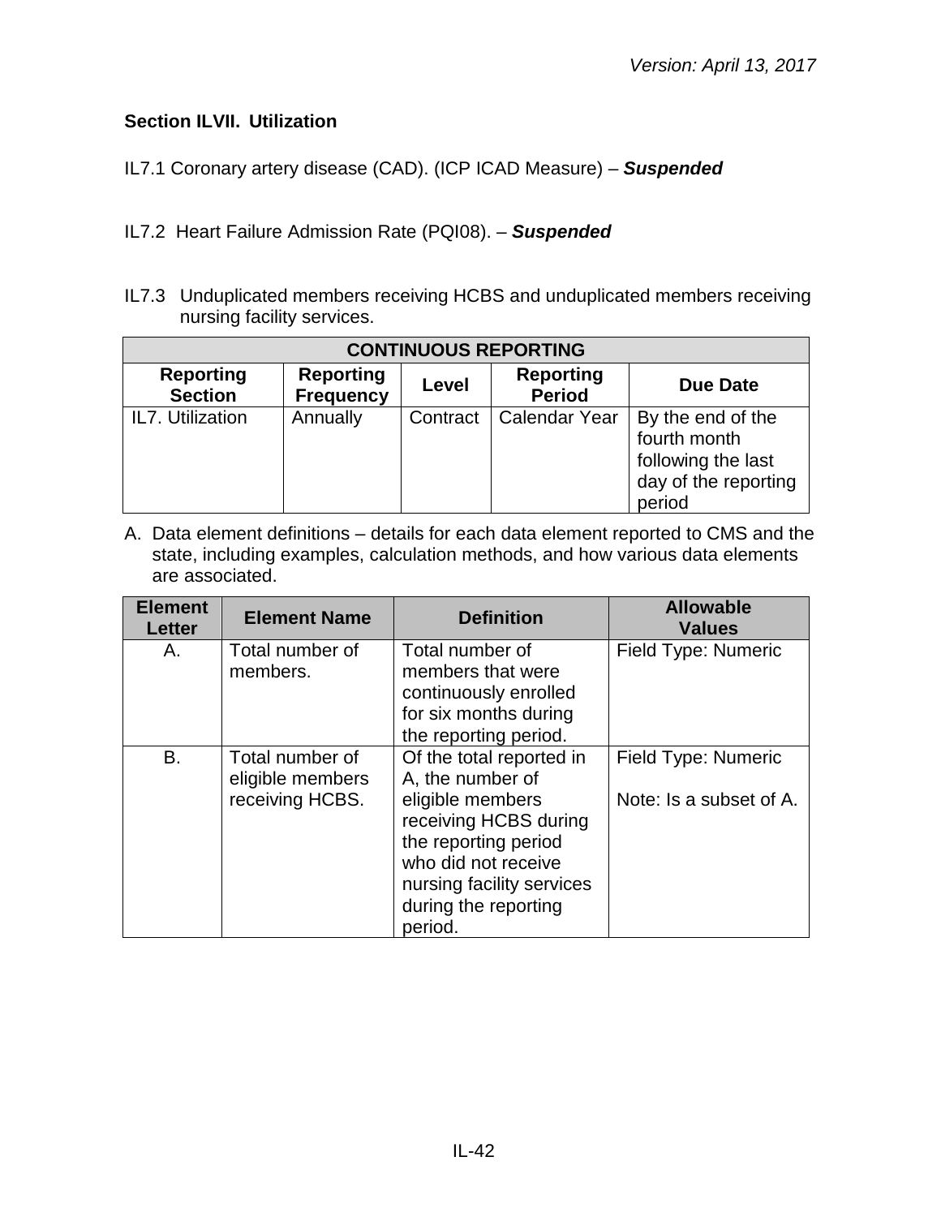### Section ILVII. Utilization

IL7.1 Coronary artery disease (CAD). (ICP ICAD Measure) – ***Suspended***

IL7.2 Heart Failure Admission Rate (PQI08). – ***Suspended***

IL7.3 Unduplicated members receiving HCBS and unduplicated members receiving nursing facility services.

| CONTINUOUS REPORTING | | | | |
|---|---|---|---|---|
| **Reporting Section** | **Reporting Frequency** | **Level** | **Reporting Period** | **Due Date** |
| IL7. Utilization | Annually | Contract | Calendar Year | By the end of the fourth month following the last day of the reporting period |

A. Data element definitions – details for each data element reported to CMS and the state, including examples, calculation methods, and how various data elements are associated.

| Element Letter | Element Name | Definition | Allowable Values |
|---|---|---|---|
| A. | Total number of members. | Total number of members that were continuously enrolled for six months during the reporting period. | Field Type: Numeric |
| B. | Total number of eligible members receiving HCBS. | Of the total reported in A, the number of eligible members receiving HCBS during the reporting period who did not receive nursing facility services during the reporting period. | Field Type: Numeric<br><br>Note: Is a subset of A. |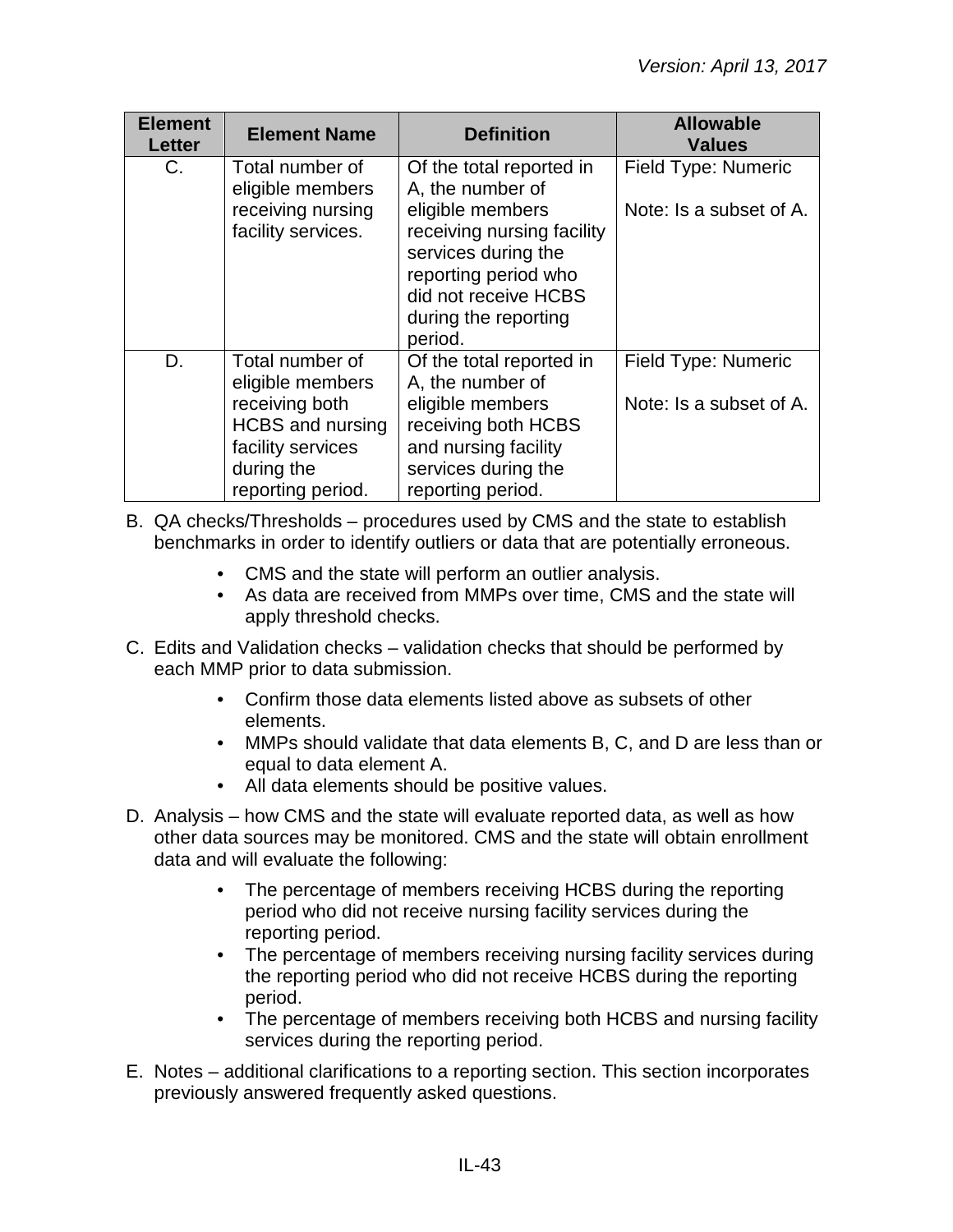| Element Letter | Element Name | Definition | Allowable Values |
| --- | --- | --- | --- |
| C. | Total number of eligible members receiving nursing facility services. | Of the total reported in A, the number of eligible members receiving nursing facility services during the reporting period who did not receive HCBS during the reporting period. | Field Type: Numeric<br><br>Note: Is a subset of A. |
| D. | Total number of eligible members receiving both HCBS and nursing facility services during the reporting period. | Of the total reported in A, the number of eligible members receiving both HCBS and nursing facility services during the reporting period. | Field Type: Numeric<br><br>Note: Is a subset of A. |

B. QA checks/Thresholds – procedures used by CMS and the state to establish benchmarks in order to identify outliers or data that are potentially erroneous.

- CMS and the state will perform an outlier analysis.
- As data are received from MMPs over time, CMS and the state will apply threshold checks.

C. Edits and Validation checks – validation checks that should be performed by each MMP prior to data submission.

- Confirm those data elements listed above as subsets of other elements.
- MMPs should validate that data elements B, C, and D are less than or equal to data element A.
- All data elements should be positive values.

D. Analysis – how CMS and the state will evaluate reported data, as well as how other data sources may be monitored. CMS and the state will obtain enrollment data and will evaluate the following:

- The percentage of members receiving HCBS during the reporting period who did not receive nursing facility services during the reporting period.
- The percentage of members receiving nursing facility services during the reporting period who did not receive HCBS during the reporting period.
- The percentage of members receiving both HCBS and nursing facility services during the reporting period.

E. Notes – additional clarifications to a reporting section. This section incorporates previously answered frequently asked questions.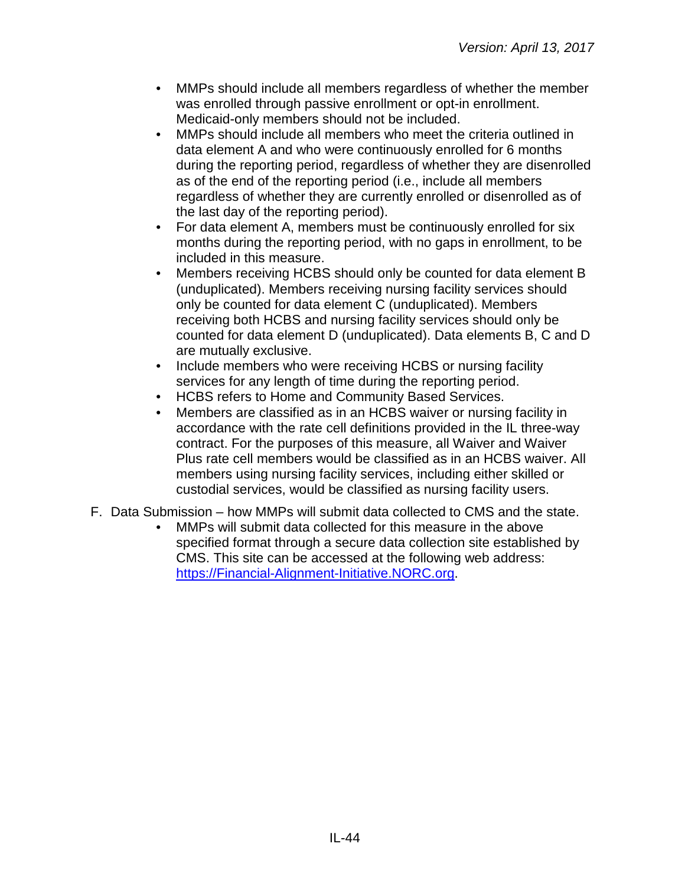- MMPs should include all members regardless of whether the member was enrolled through passive enrollment or opt-in enrollment. Medicaid-only members should not be included.
- MMPs should include all members who meet the criteria outlined in data element A and who were continuously enrolled for 6 months during the reporting period, regardless of whether they are disenrolled as of the end of the reporting period (i.e., include all members regardless of whether they are currently enrolled or disenrolled as of the last day of the reporting period).
- For data element A, members must be continuously enrolled for six months during the reporting period, with no gaps in enrollment, to be included in this measure.
- Members receiving HCBS should only be counted for data element B (unduplicated). Members receiving nursing facility services should only be counted for data element C (unduplicated). Members receiving both HCBS and nursing facility services should only be counted for data element D (unduplicated). Data elements B, C and D are mutually exclusive.
- Include members who were receiving HCBS or nursing facility services for any length of time during the reporting period.
- HCBS refers to Home and Community Based Services.
- Members are classified as in an HCBS waiver or nursing facility in accordance with the rate cell definitions provided in the IL three-way contract. For the purposes of this measure, all Waiver and Waiver Plus rate cell members would be classified as in an HCBS waiver. All members using nursing facility services, including either skilled or custodial services, would be classified as nursing facility users.

F. Data Submission – how MMPs will submit data collected to CMS and the state.

- MMPs will submit data collected for this measure in the above specified format through a secure data collection site established by CMS. This site can be accessed at the following web address: [https://Financial-Alignment-Initiative.NORC.org](https://Financial-Alignment-Initiative.NORC.org).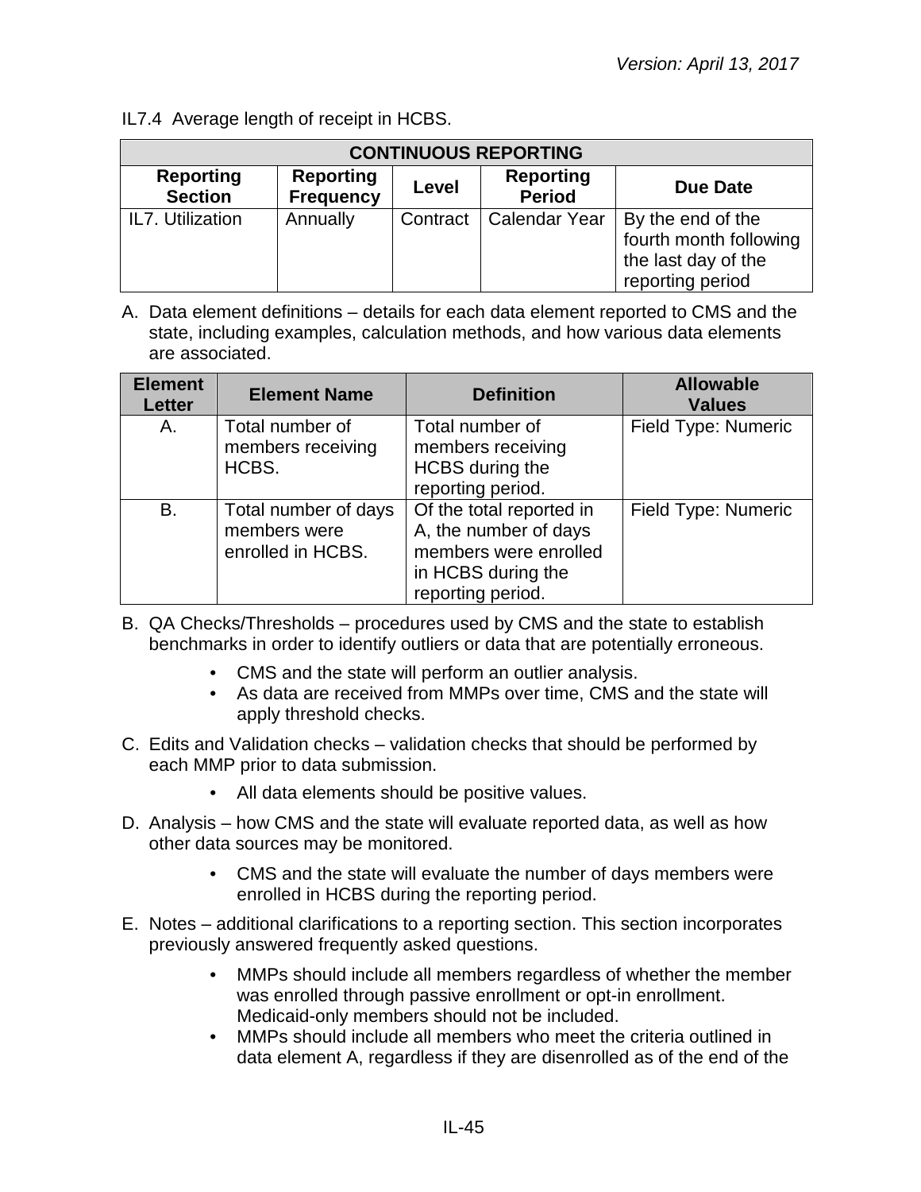IL7.4 Average length of receipt in HCBS.

| CONTINUOUS REPORTING | | | | |
|---|---|---|---|---|
| **Reporting Section** | **Reporting Frequency** | **Level** | **Reporting Period** | **Due Date** |
| IL7. Utilization | Annually | Contract | Calendar Year | By the end of the fourth month following the last day of the reporting period |

A. Data element definitions – details for each data element reported to CMS and the state, including examples, calculation methods, and how various data elements are associated.

| Element Letter | Element Name | Definition | Allowable Values |
|---|---|---|---|
| A. | Total number of members receiving HCBS. | Total number of members receiving HCBS during the reporting period. | Field Type: Numeric |
| B. | Total number of days members were enrolled in HCBS. | Of the total reported in A, the number of days members were enrolled in HCBS during the reporting period. | Field Type: Numeric |

B. QA Checks/Thresholds – procedures used by CMS and the state to establish benchmarks in order to identify outliers or data that are potentially erroneous.

- CMS and the state will perform an outlier analysis.
- As data are received from MMPs over time, CMS and the state will apply threshold checks.

C. Edits and Validation checks – validation checks that should be performed by each MMP prior to data submission.

- All data elements should be positive values.

D. Analysis – how CMS and the state will evaluate reported data, as well as how other data sources may be monitored.

- CMS and the state will evaluate the number of days members were enrolled in HCBS during the reporting period.

E. Notes – additional clarifications to a reporting section. This section incorporates previously answered frequently asked questions.

- MMPs should include all members regardless of whether the member was enrolled through passive enrollment or opt-in enrollment. Medicaid-only members should not be included.
- MMPs should include all members who meet the criteria outlined in data element A, regardless if they are disenrolled as of the end of the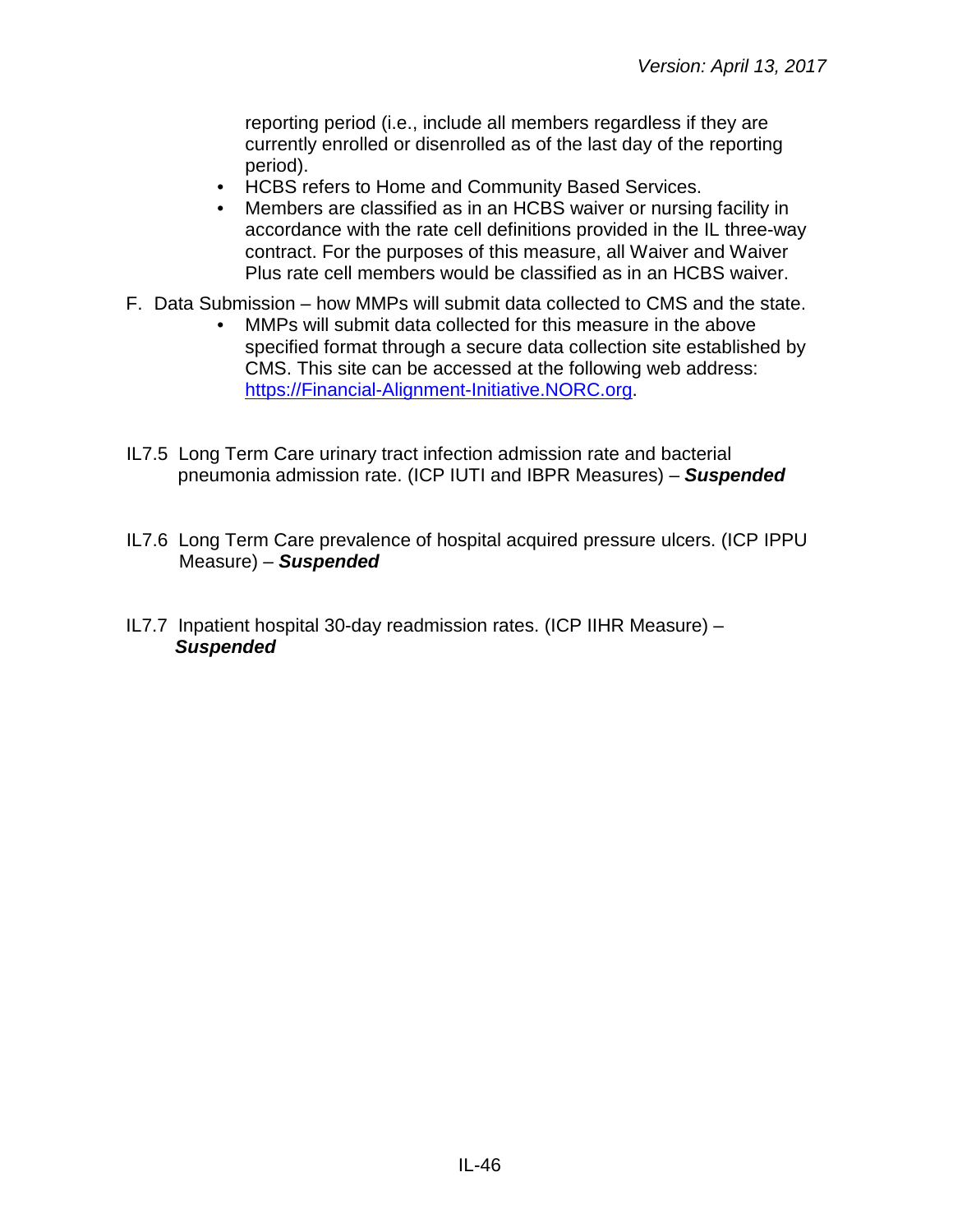reporting period (i.e., include all members regardless if they are currently enrolled or disenrolled as of the last day of the reporting period).

- HCBS refers to Home and Community Based Services.
- Members are classified as in an HCBS waiver or nursing facility in accordance with the rate cell definitions provided in the IL three-way contract. For the purposes of this measure, all Waiver and Waiver Plus rate cell members would be classified as in an HCBS waiver.

F. Data Submission – how MMPs will submit data collected to CMS and the state.

- MMPs will submit data collected for this measure in the above specified format through a secure data collection site established by CMS. This site can be accessed at the following web address: [https://Financial-Alignment-Initiative.NORC.org](https://Financial-Alignment-Initiative.NORC.org).

IL7.5 Long Term Care urinary tract infection admission rate and bacterial pneumonia admission rate. (ICP IUTI and IBPR Measures) – ***Suspended***

IL7.6 Long Term Care prevalence of hospital acquired pressure ulcers. (ICP IPPU Measure) – ***Suspended***

IL7.7 Inpatient hospital 30-day readmission rates. (ICP IIHR Measure) – ***Suspended***